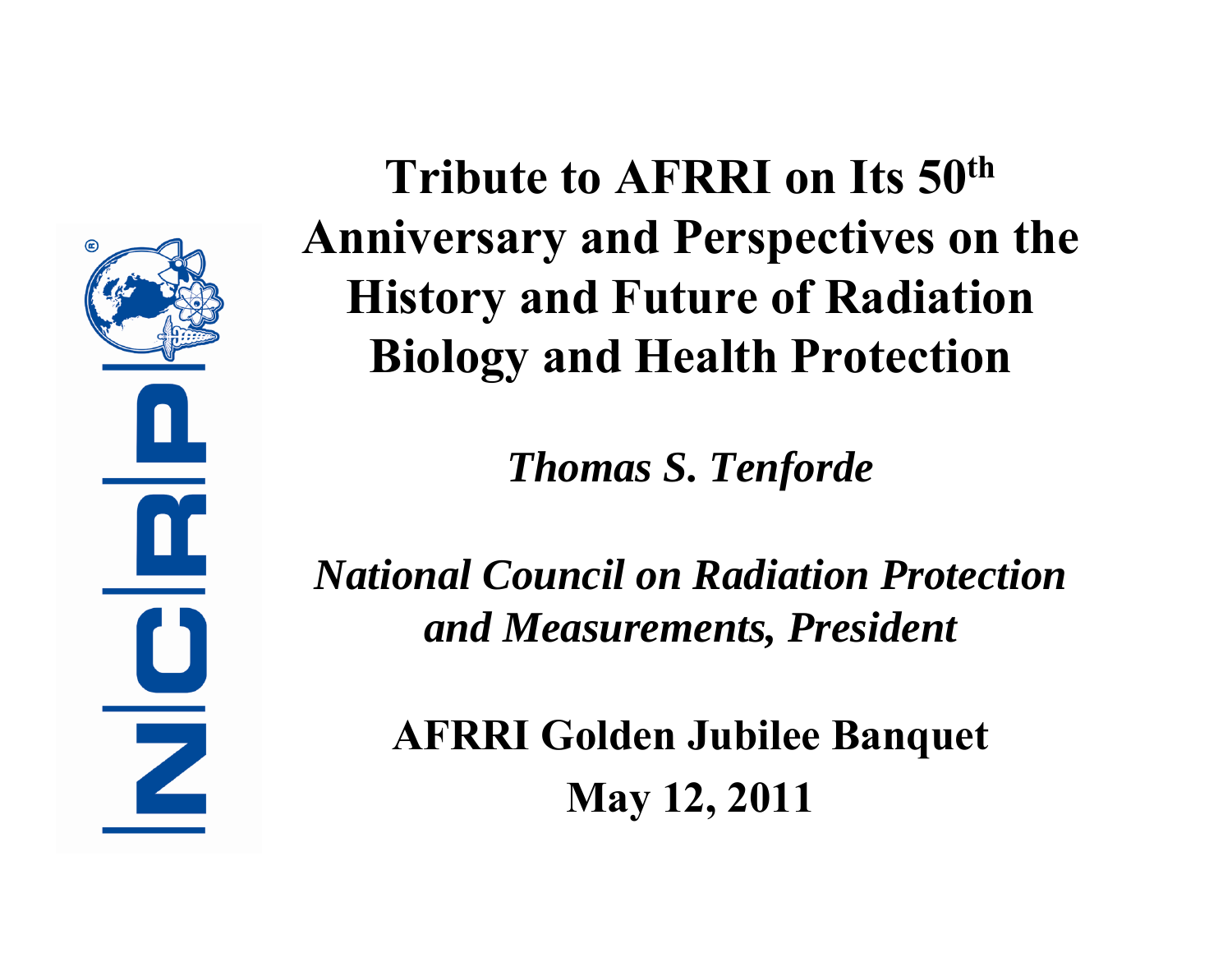# Tribute to AFRRI on Its 50th Anniversary and Perspectives on the History and Future of Radiation Biology and Health Protection

*Thomas S. Tenforde*

*National Council on Radiation Protection and Measurements, President*

**AFRRI Golden Jubilee Banquet**

**May 12, 2011**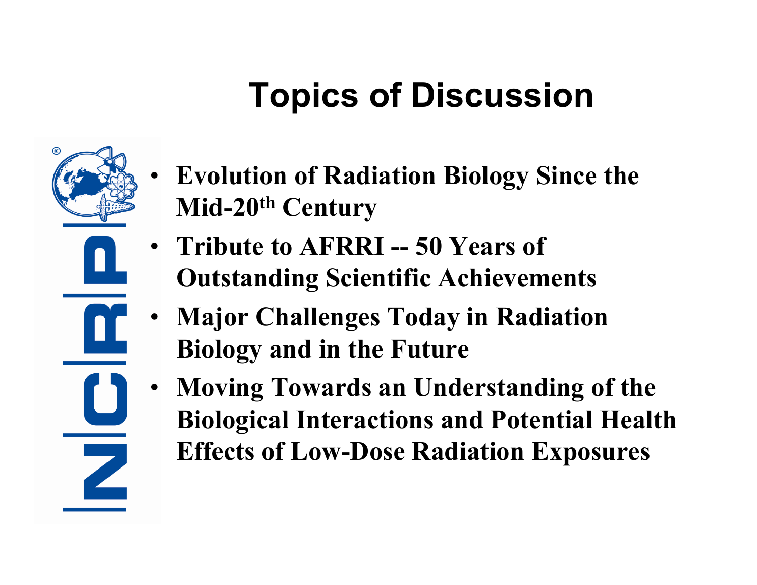# Topics of Discussion

- **Evolution of Radiation Biology Since the Mid-20th Century**
- **Tribute to AFRRI -- 50 Years of Outstanding Scientific Achievements**
- **Major Challenges Today in Radiation Biology and in the Future**
- **Moving Towards an Understanding of the Biological Interactions and Potential Health Effects of Low-Dose Radiation Exposures**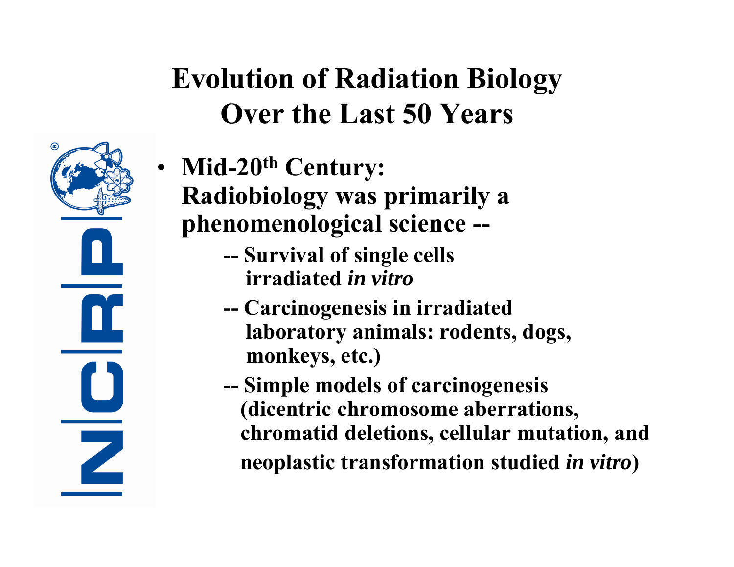# Evolution of Radiation Biology Over the Last 50 Years

- **Mid-20$^{th}$ Century: Radiobiology was primarily a phenomenological science --**
  - **-- Survival of single cells irradiated *in vitro***
  - **-- Carcinogenesis in irradiated laboratory animals: rodents, dogs, monkeys, etc.)**
  - **-- Simple models of carcinogenesis (dicentric chromosome aberrations, chromatid deletions, cellular mutation, and neoplastic transformation studied *in vitro*)**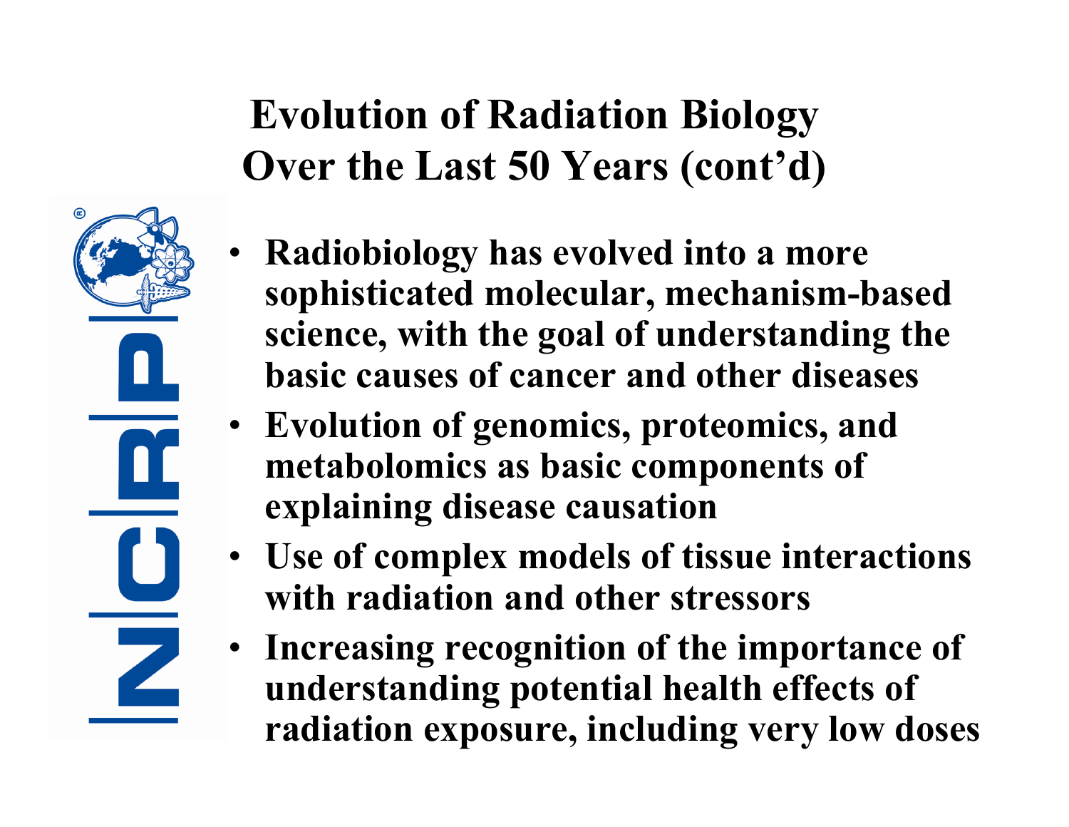# Evolution of Radiation Biology Over the Last 50 Years (cont'd)

- Radiobiology has evolved into a more sophisticated molecular, mechanism-based science, with the goal of understanding the basic causes of cancer and other diseases
- Evolution of genomics, proteomics, and metabolomics as basic components of explaining disease causation
- Use of complex models of tissue interactions with radiation and other stressors
- Increasing recognition of the importance of understanding potential health effects of radiation exposure, including very low doses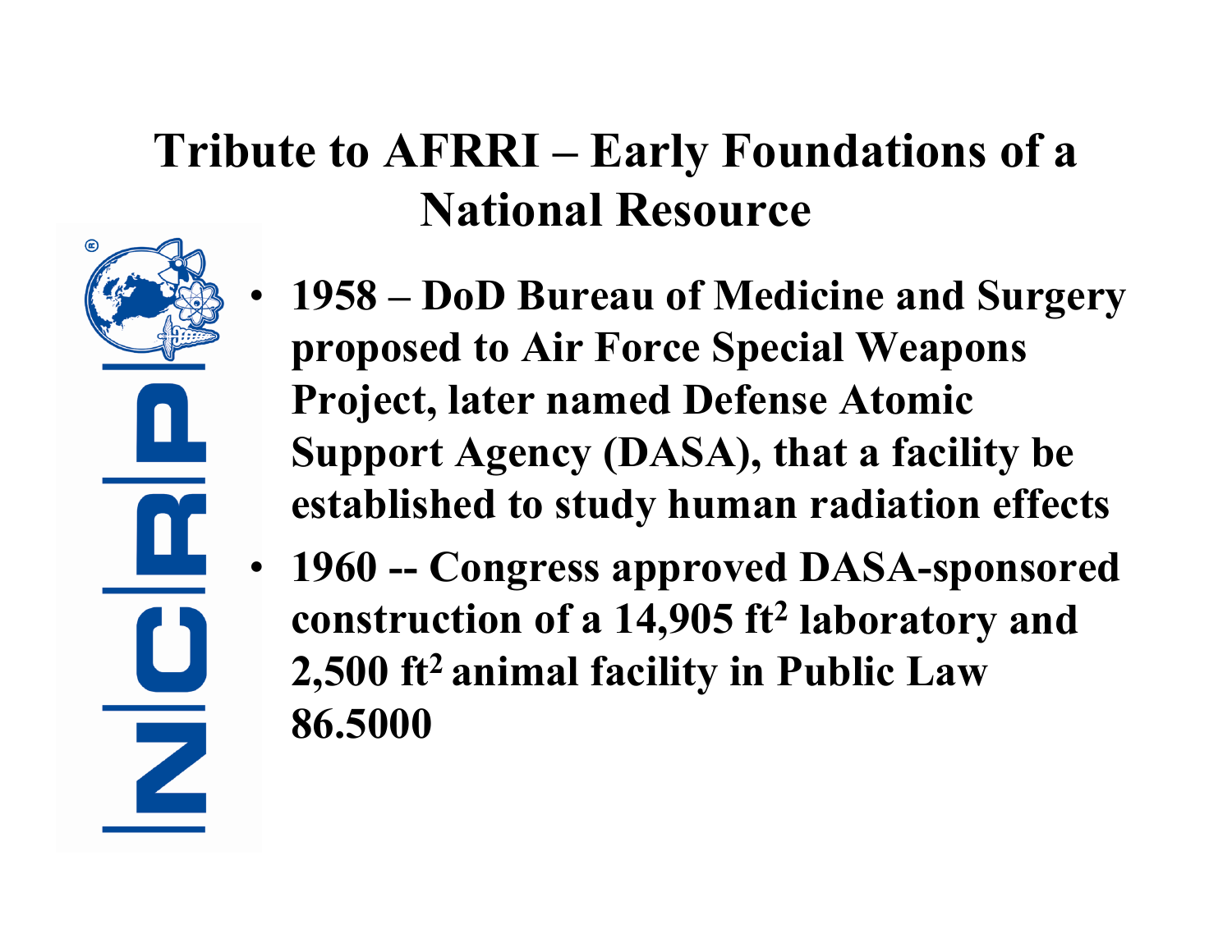# Tribute to AFRRI – Early Foundations of a National Resource

- **1958 – DoD Bureau of Medicine and Surgery proposed to Air Force Special Weapons Project, later named Defense Atomic Support Agency (DASA), that a facility be established to study human radiation effects**
- **1960 -- Congress approved DASA-sponsored construction of a 14,905 $ft^2$ laboratory and 2,500 $ft^2$ animal facility in Public Law 86.5000**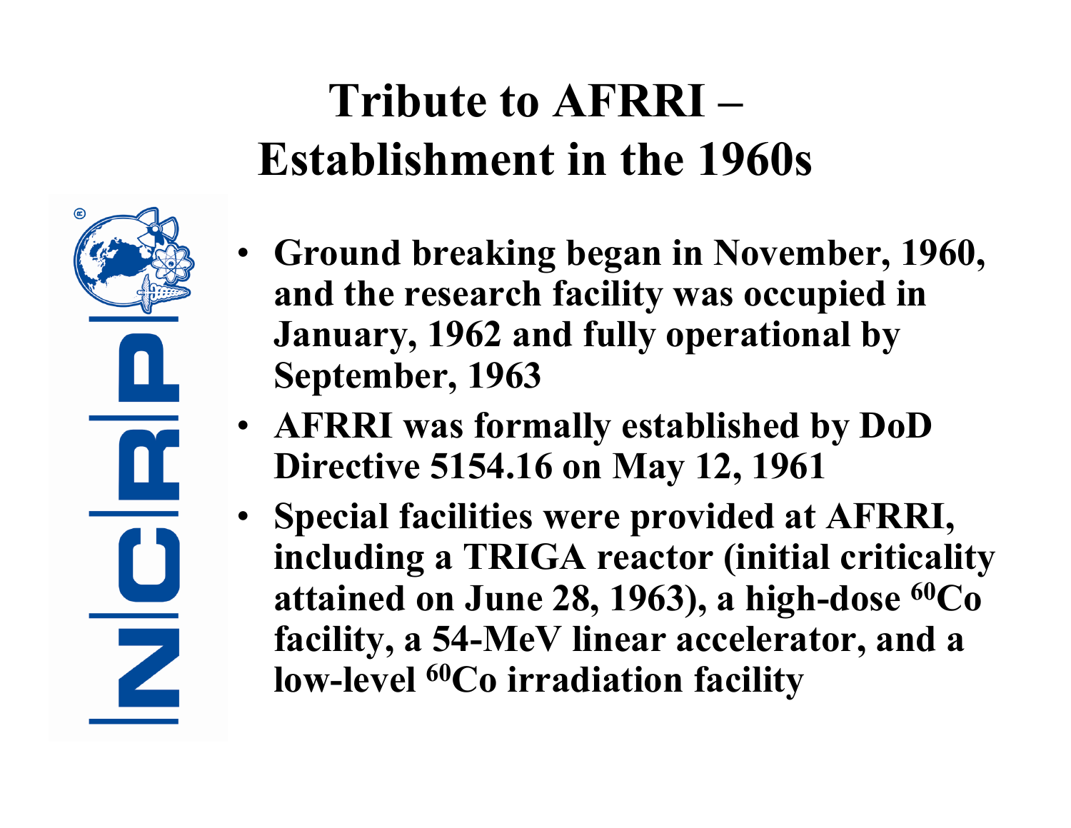# Tribute to AFRRI – Establishment in the 1960s

- **Ground breaking began in November, 1960, and the research facility was occupied in January, 1962 and fully operational by September, 1963**
- **AFRRI was formally established by DoD Directive 5154.16 on May 12, 1961**
- **Special facilities were provided at AFRRI, including a TRIGA reactor (initial criticality attained on June 28, 1963), a high-dose $^{60}$Co facility, a 54-MeV linear accelerator, and a low-level $^{60}$Co irradiation facility**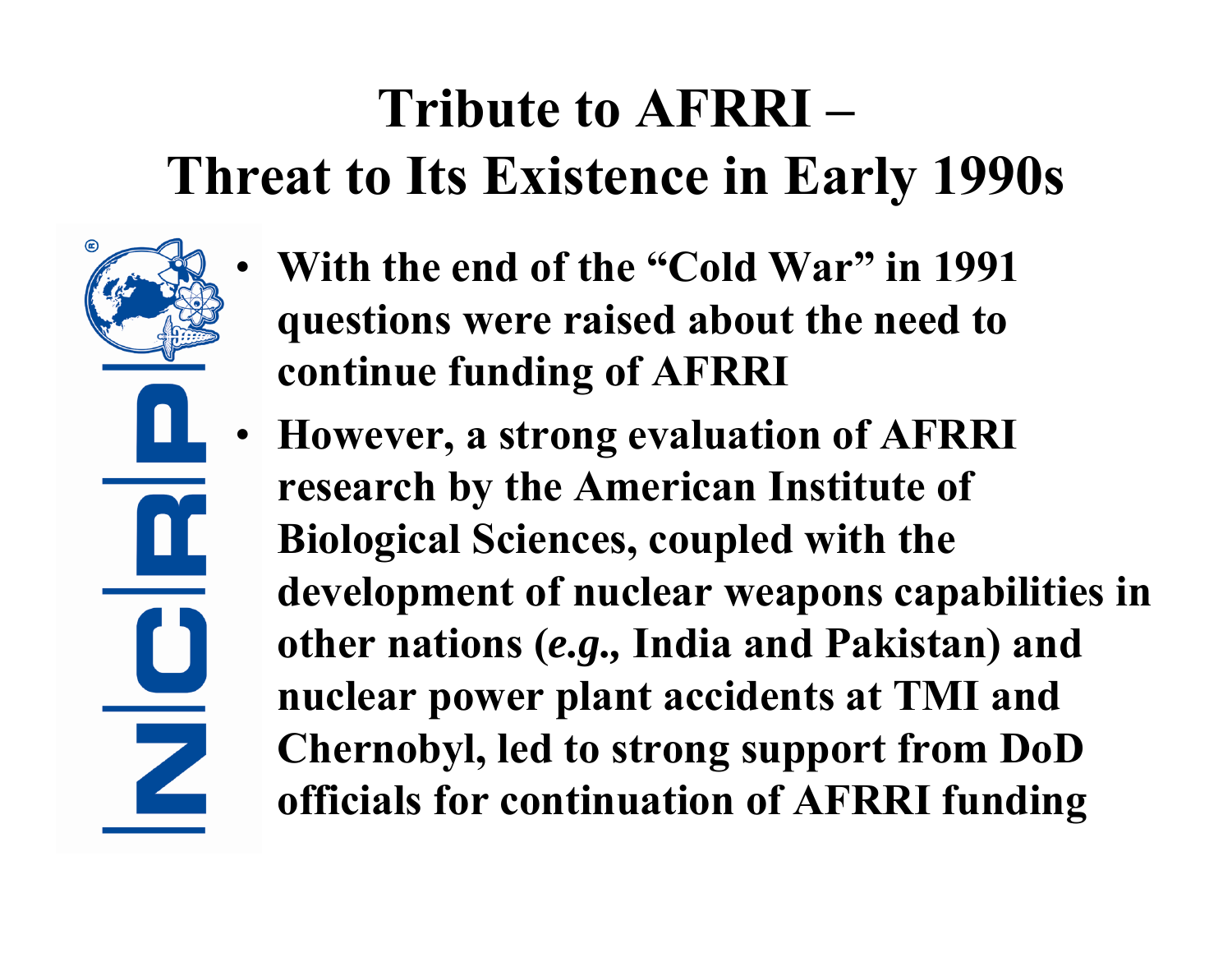# Tribute to AFRRI – Threat to Its Existence in Early 1990s

- **With the end of the "Cold War" in 1991 questions were raised about the need to continue funding of AFRRI**
- **However, a strong evaluation of AFRRI research by the American Institute of Biological Sciences, coupled with the development of nuclear weapons capabilities in other nations (*e.g.*, India and Pakistan) and nuclear power plant accidents at TMI and Chernobyl, led to strong support from DoD officials for continuation of AFRRI funding**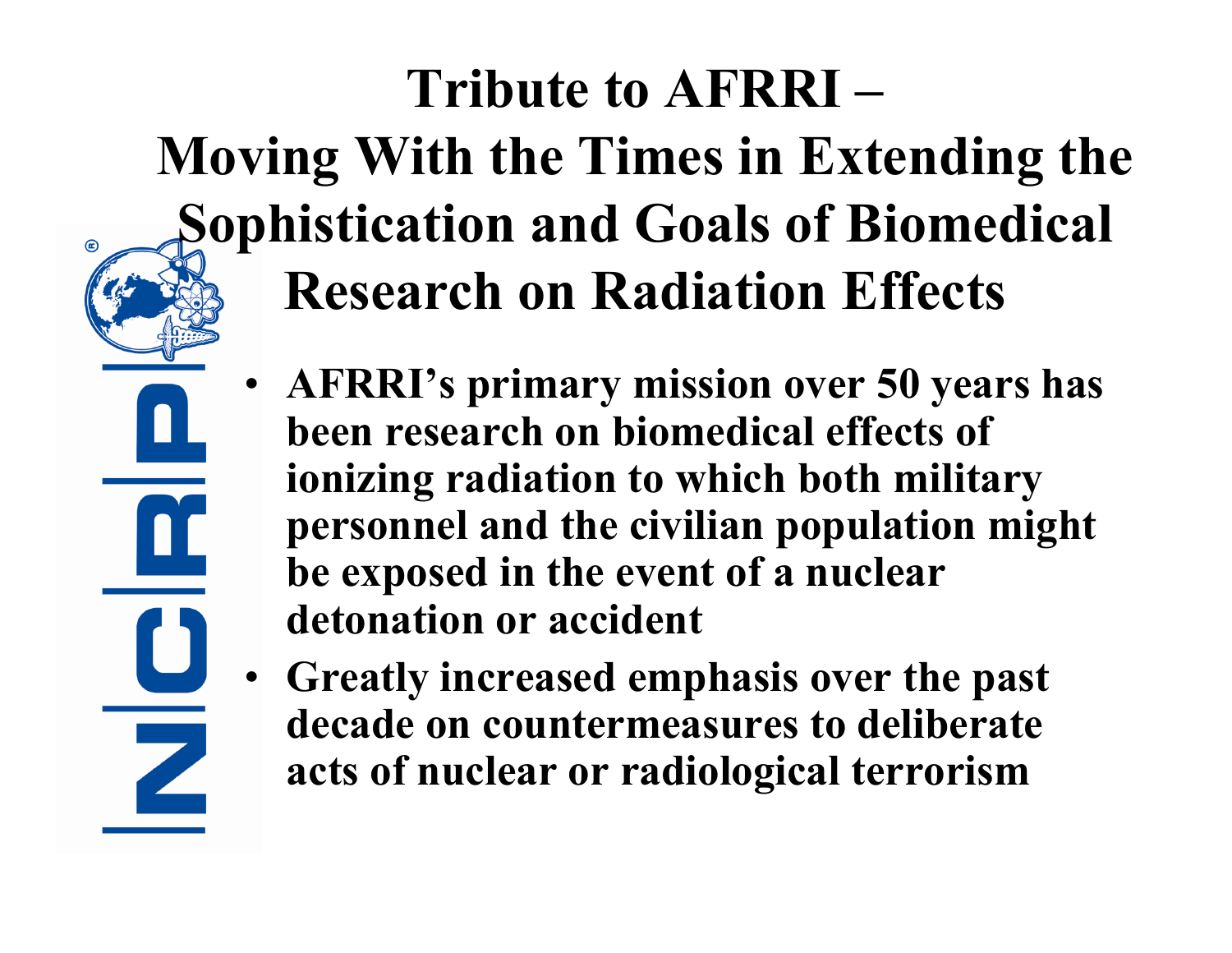# Tribute to AFRRI – Moving With the Times in Extending the Sophistication and Goals of Biomedical Research on Radiation Effects

- **AFRRI's primary mission over 50 years has been research on biomedical effects of ionizing radiation to which both military personnel and the civilian population might be exposed in the event of a nuclear detonation or accident**
- **Greatly increased emphasis over the past decade on countermeasures to deliberate acts of nuclear or radiological terrorism**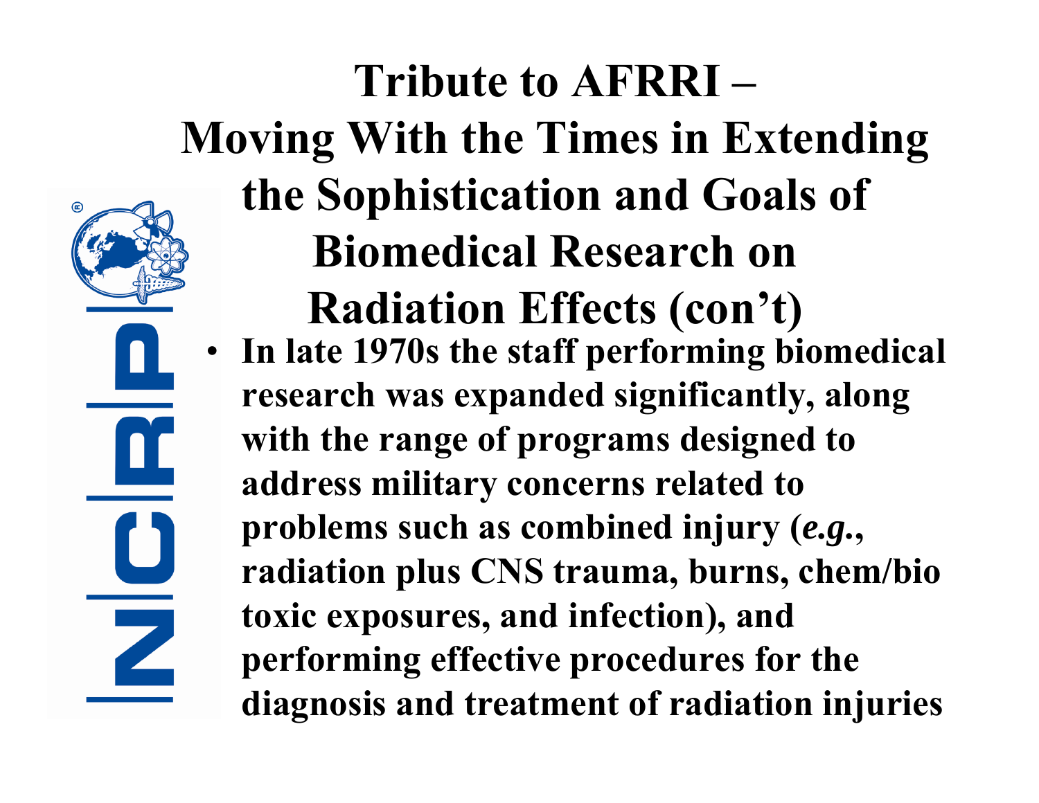# Tribute to AFRRI – Moving With the Times in Extending the Sophistication and Goals of Biomedical Research on Radiation Effects (con't)

- **In late 1970s the staff performing biomedical research was expanded significantly, along with the range of programs designed to address military concerns related to problems such as combined injury (*e.g.*, radiation plus CNS trauma, burns, chem/bio toxic exposures, and infection), and performing effective procedures for the diagnosis and treatment of radiation injuries**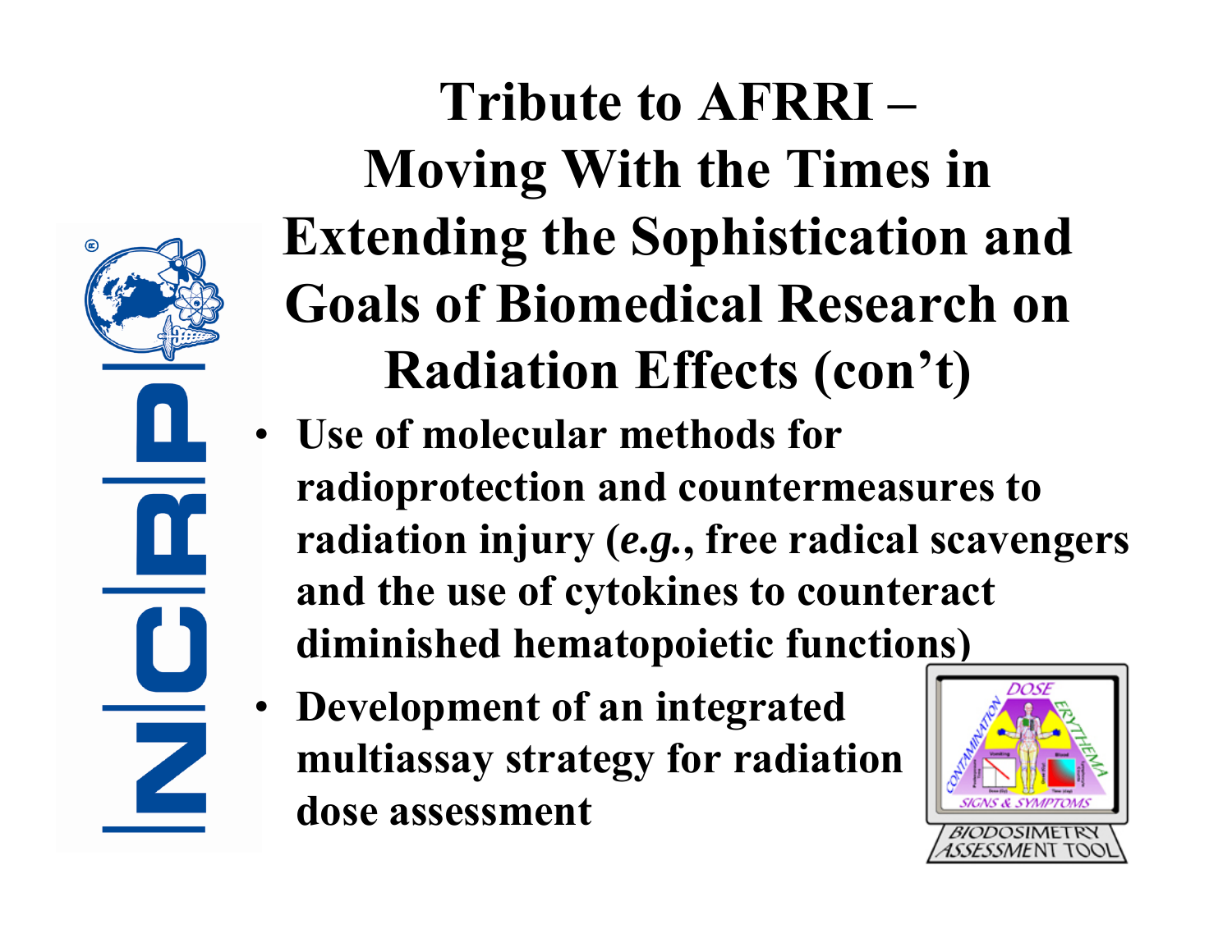# Tribute to AFRRI – Moving With the Times in Extending the Sophistication and Goals of Biomedical Research on Radiation Effects (con't)

- Use of molecular methods for radioprotection and countermeasures to radiation injury (*e.g.*, free radical scavengers and the use of cytokines to counteract diminished hematopoietic functions)
- Development of an integrated multiassay strategy for radiation dose assessment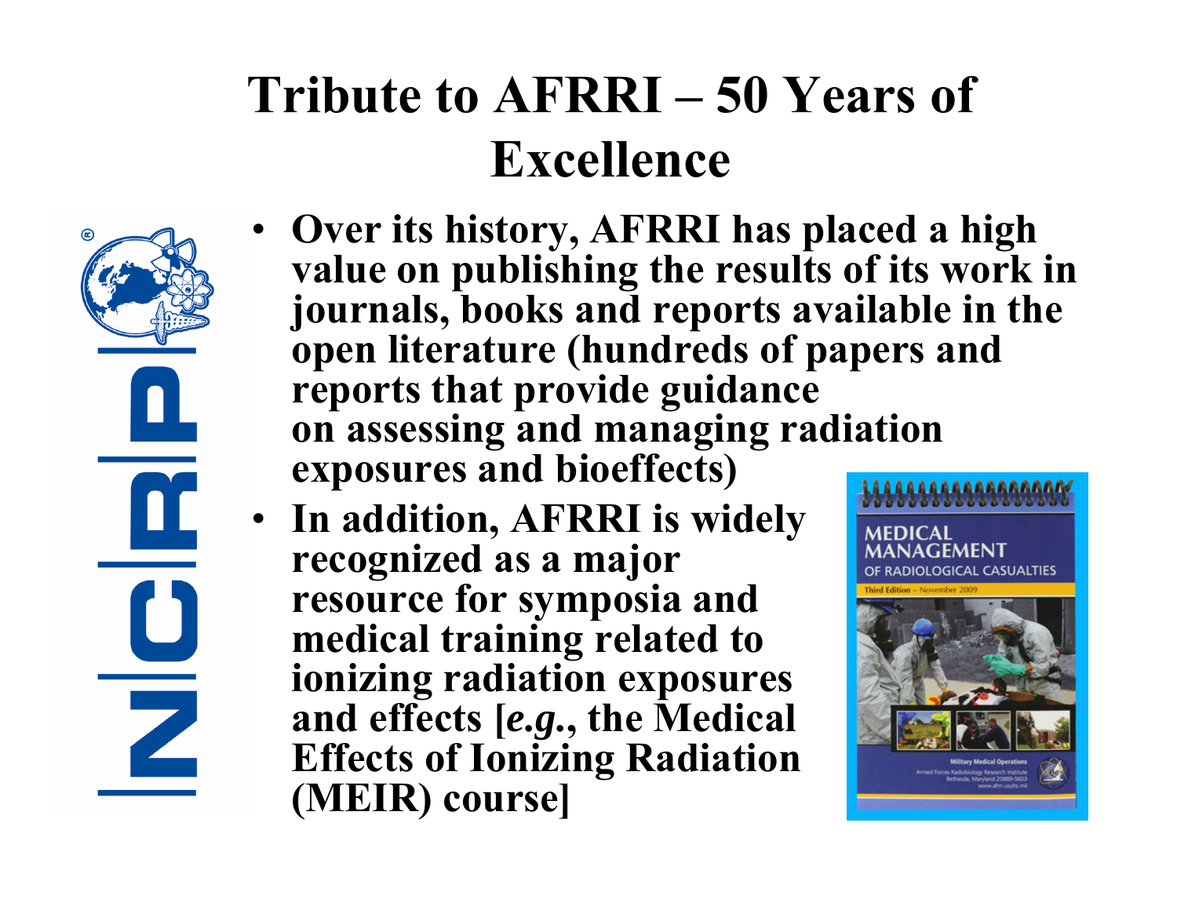# Tribute to AFRRI – 50 Years of Excellence

- **Over its history, AFRRI has placed a high value on publishing the results of its work in journals, books and reports available in the open literature (hundreds of papers and reports that provide guidance on assessing and managing radiation exposures and bioeffects)**
- **In addition, AFRRI is widely recognized as a major resource for symposia and medical training related to ionizing radiation exposures and effects [*e.g.*, the Medical Effects of Ionizing Radiation (MEIR) course]**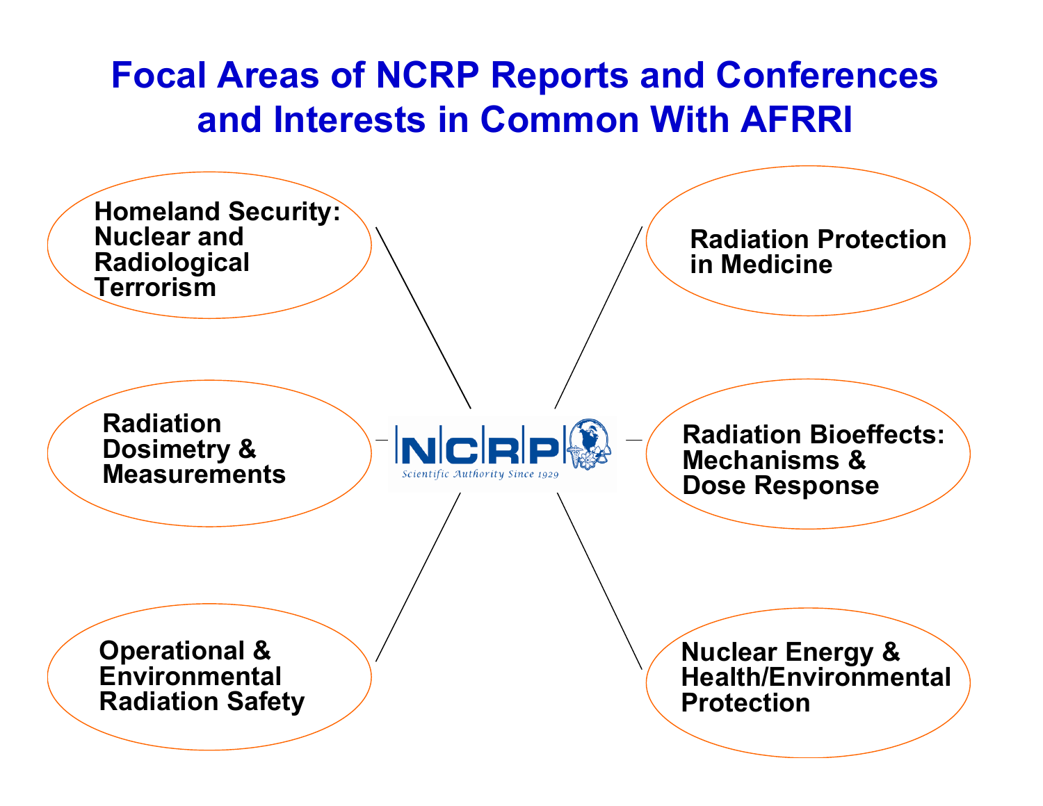# Focal Areas of NCRP Reports and Conferences and Interests in Common With AFRRI

- Homeland Security: Nuclear and Radiological Terrorism
- Radiation Protection in Medicine
- Radiation Dosimetry & Measurements
- NCRP — Scientific Authority Since 1929
- Radiation Bioeffects: Mechanisms & Dose Response
- Operational & Environmental Radiation Safety
- Nuclear Energy & Health/Environmental Protection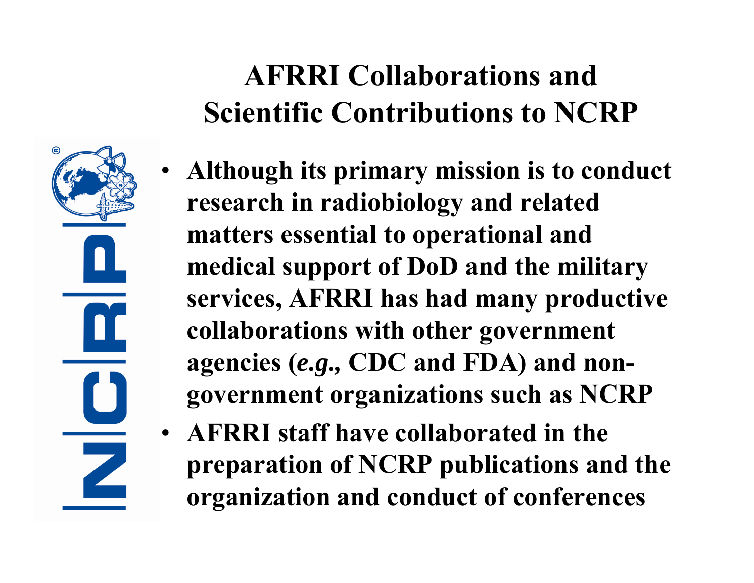# AFRRI Collaborations and Scientific Contributions to NCRP

- **Although its primary mission is to conduct research in radiobiology and related matters essential to operational and medical support of DoD and the military services, AFRRI has had many productive collaborations with other government agencies (*e.g.*, CDC and FDA) and non-government organizations such as NCRP**
- **AFRRI staff have collaborated in the preparation of NCRP publications and the organization and conduct of conferences**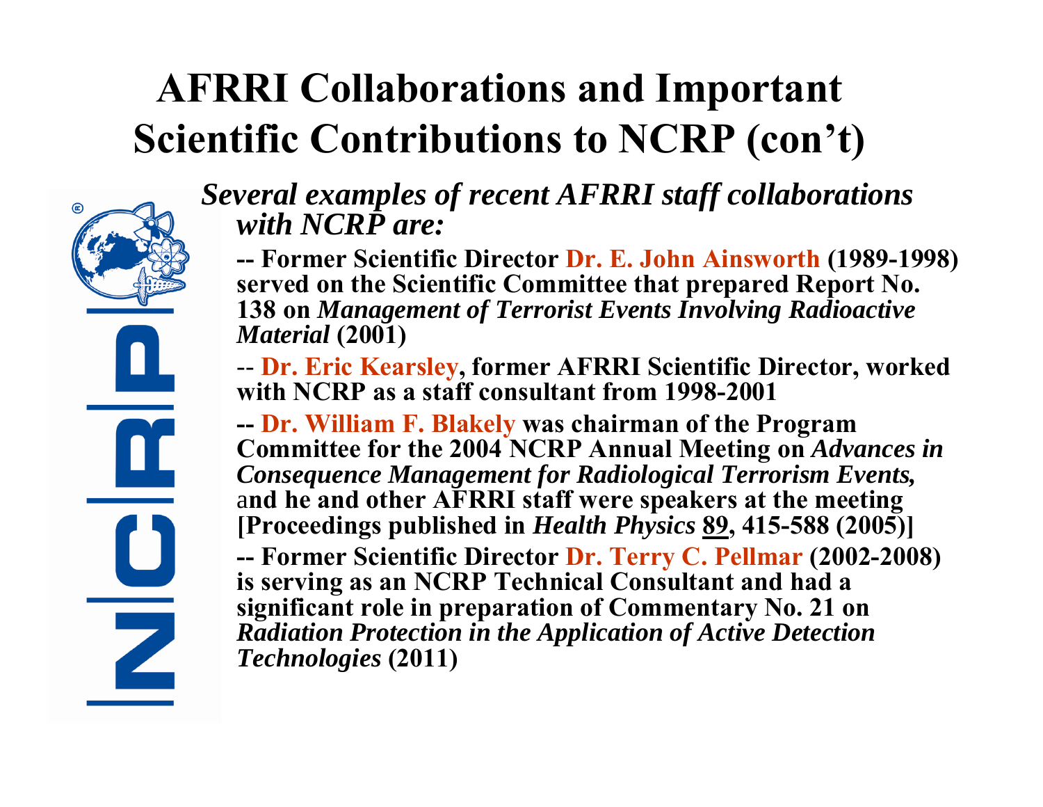# AFRRI Collaborations and Important Scientific Contributions to NCRP (con't)

***Several examples of recent AFRRI staff collaborations with NCRP are:***

**-- Former Scientific Director Dr. E. John Ainsworth (1989-1998) served on the Scientific Committee that prepared Report No. 138 on *Management of Terrorist Events Involving Radioactive Material* (2001)**

**-- Dr. Eric Kearsley, former AFRRI Scientific Director, worked with NCRP as a staff consultant from 1998-2001**

**-- Dr. William F. Blakely was chairman of the Program Committee for the 2004 NCRP Annual Meeting on *Advances in Consequence Management for Radiological Terrorism Events,* and he and other AFRRI staff were speakers at the meeting [Proceedings published in *Health Physics* 89, 415-588 (2005)]**

**-- Former Scientific Director Dr. Terry C. Pellmar (2002-2008) is serving as an NCRP Technical Consultant and had a significant role in preparation of Commentary No. 21 on *Radiation Protection in the Application of Active Detection Technologies* (2011)**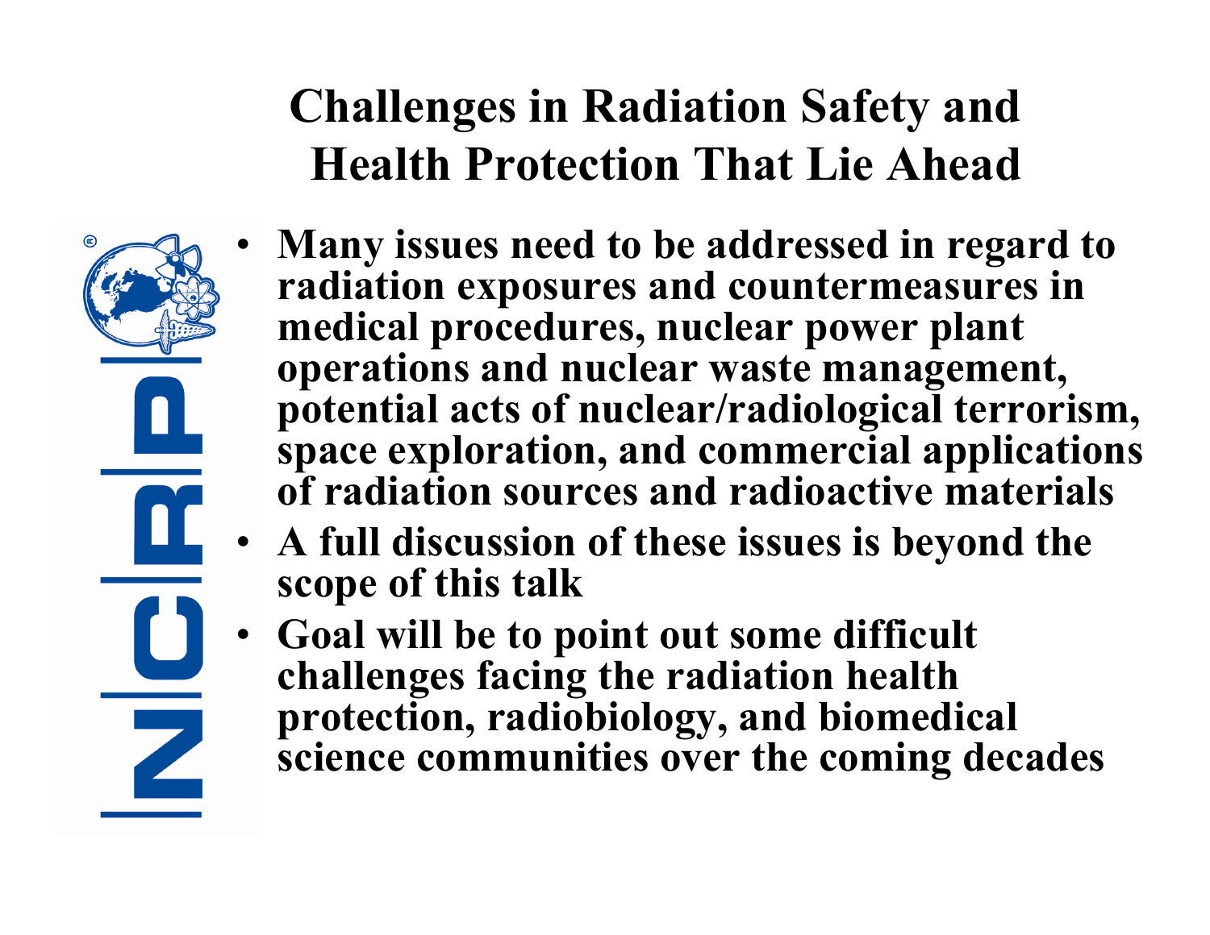# Challenges in Radiation Safety and Health Protection That Lie Ahead

- **Many issues need to be addressed in regard to radiation exposures and countermeasures in medical procedures, nuclear power plant operations and nuclear waste management, potential acts of nuclear/radiological terrorism, space exploration, and commercial applications of radiation sources and radioactive materials**
- **A full discussion of these issues is beyond the scope of this talk**
- **Goal will be to point out some difficult challenges facing the radiation health protection, radiobiology, and biomedical science communities over the coming decades**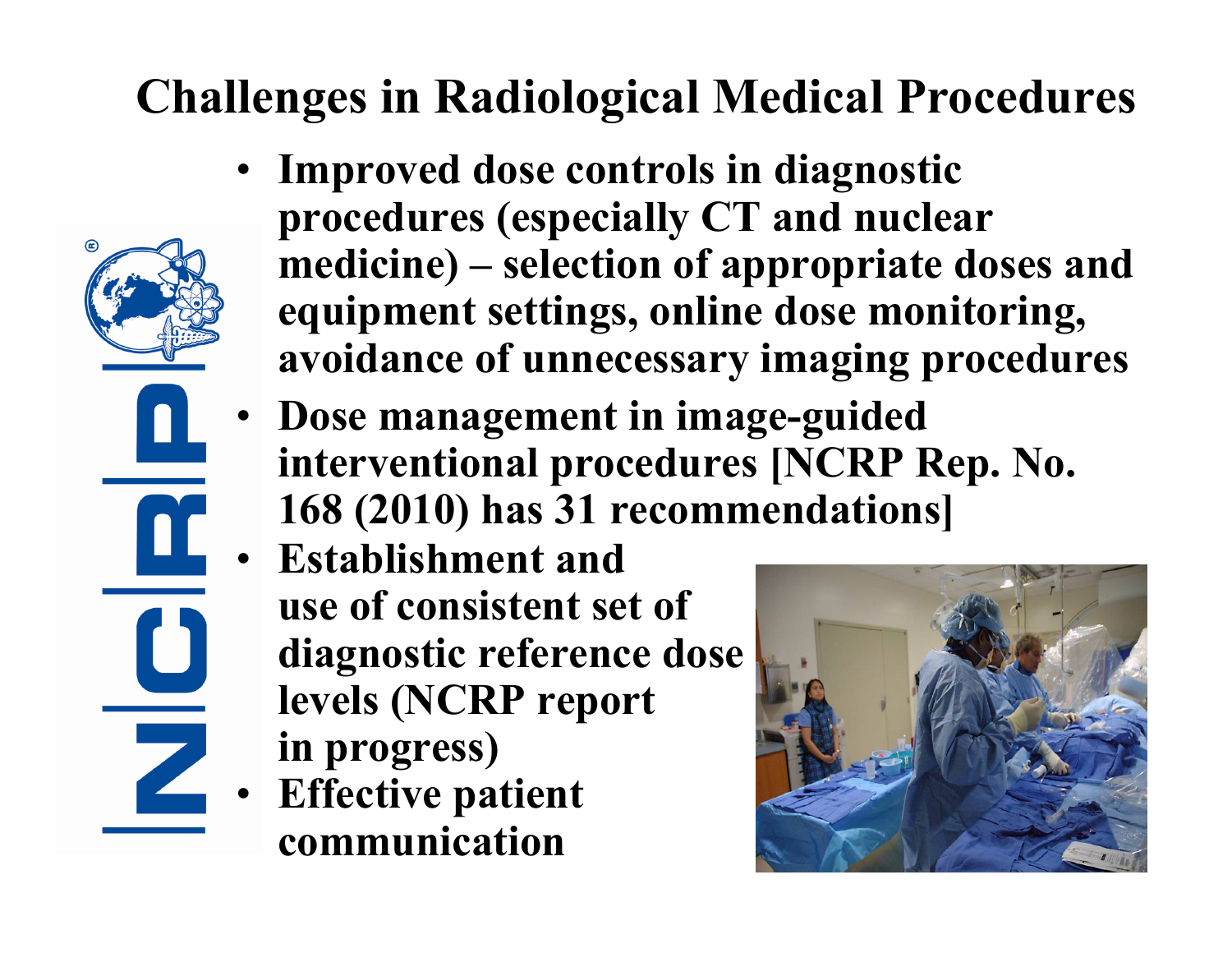# Challenges in Radiological Medical Procedures

- **Improved dose controls in diagnostic procedures (especially CT and nuclear medicine) – selection of appropriate doses and equipment settings, online dose monitoring, avoidance of unnecessary imaging procedures**
- **Dose management in image-guided interventional procedures [NCRP Rep. No. 168 (2010) has 31 recommendations]**
- **Establishment and use of consistent set of diagnostic reference dose levels (NCRP report in progress)**
- **Effective patient communication**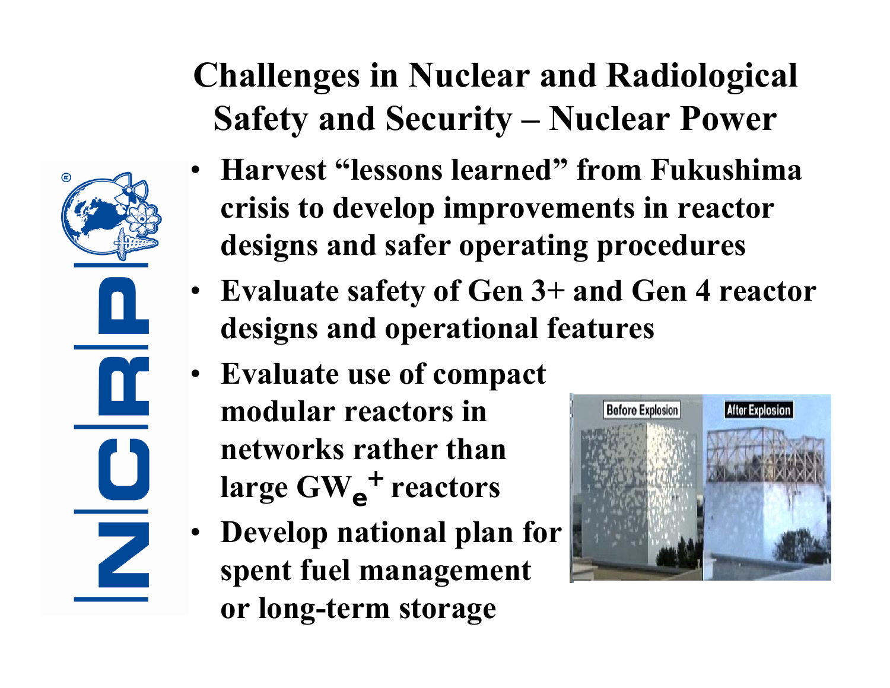# Challenges in Nuclear and Radiological Safety and Security – Nuclear Power

- **Harvest "lessons learned" from Fukushima crisis to develop improvements in reactor designs and safer operating procedures**
- **Evaluate safety of Gen 3+ and Gen 4 reactor designs and operational features**
- **Evaluate use of compact modular reactors in networks rather than large $GW_e^+$ reactors**
- **Develop national plan for spent fuel management or long-term storage**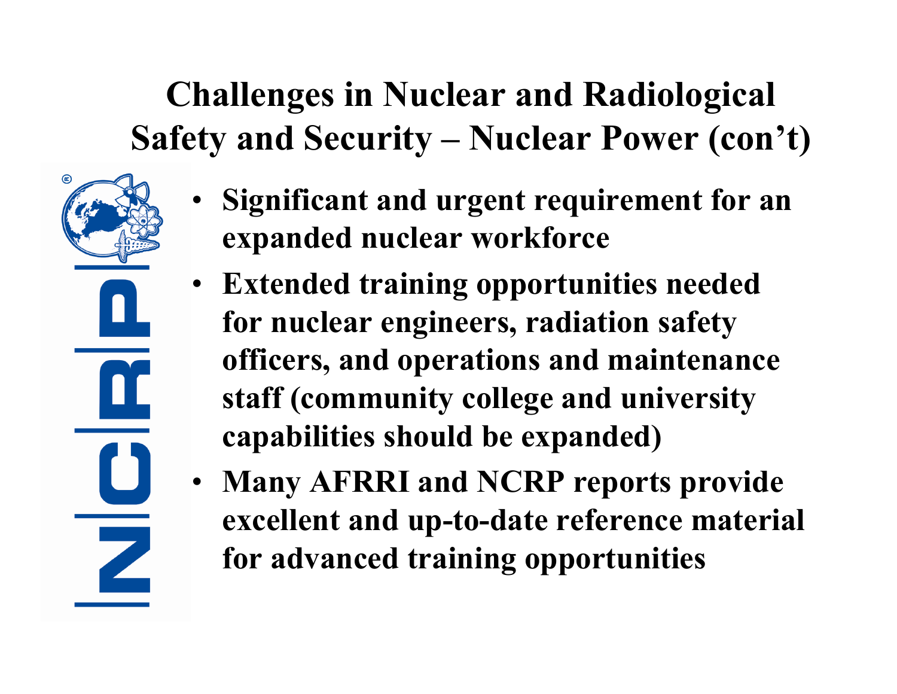# Challenges in Nuclear and Radiological Safety and Security – Nuclear Power (con't)

- **Significant and urgent requirement for an expanded nuclear workforce**
- **Extended training opportunities needed for nuclear engineers, radiation safety officers, and operations and maintenance staff (community college and university capabilities should be expanded)**
- **Many AFRRI and NCRP reports provide excellent and up-to-date reference material for advanced training opportunities**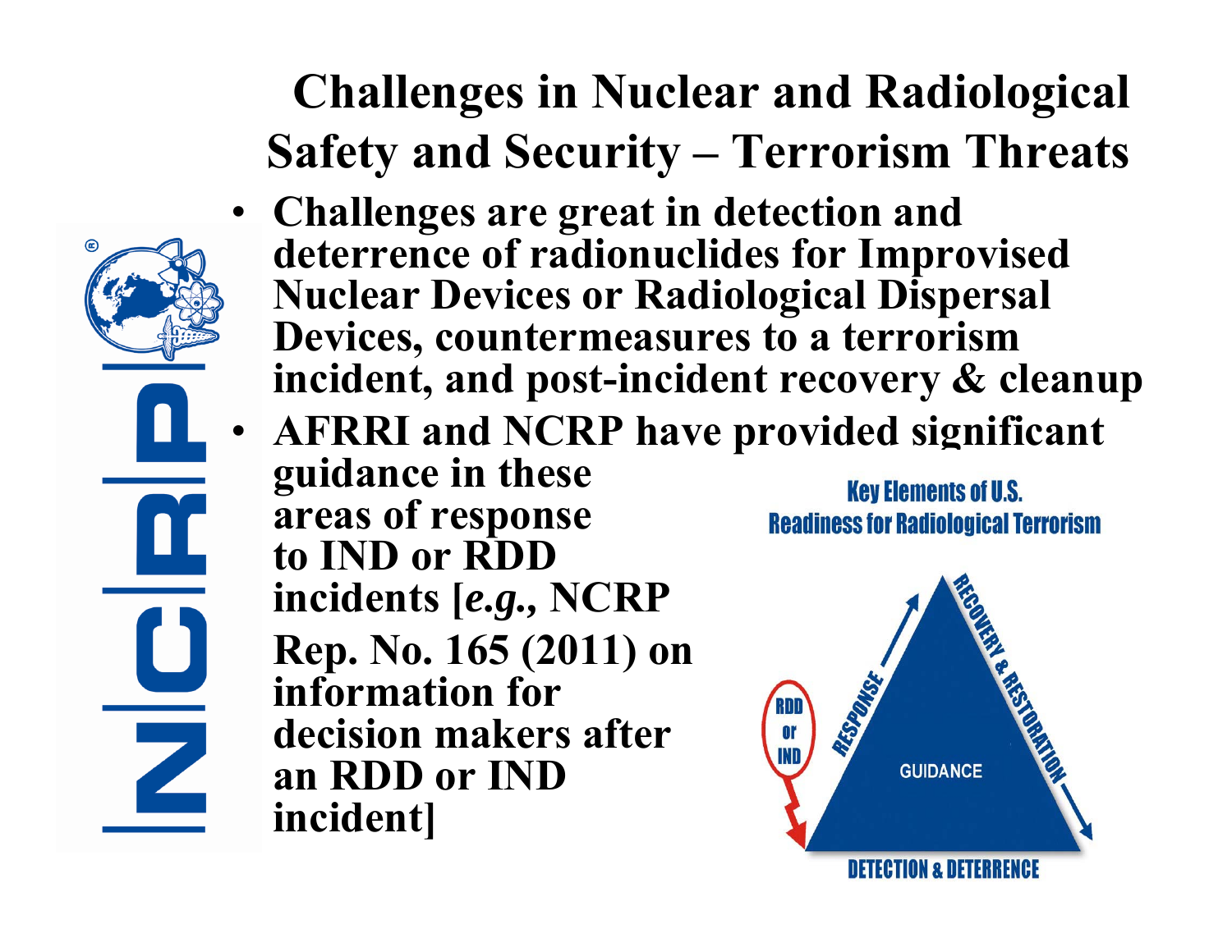# Challenges in Nuclear and Radiological Safety and Security – Terrorism Threats

- **Challenges are great in detection and deterrence of radionuclides for Improvised Nuclear Devices or Radiological Dispersal Devices, countermeasures to a terrorism incident, and post-incident recovery & cleanup**
- **AFRRI and NCRP have provided significant guidance in these areas of response to IND or RDD incidents [*e.g.*, NCRP Rep. No. 165 (2011) on information for decision makers after an RDD or IND incident]**

Key Elements of U.S. Readiness for Radiological Terrorism

RDD or IND

RESPONSE

RECOVERY & RESTORATION

GUIDANCE

DETECTION & DETERRENCE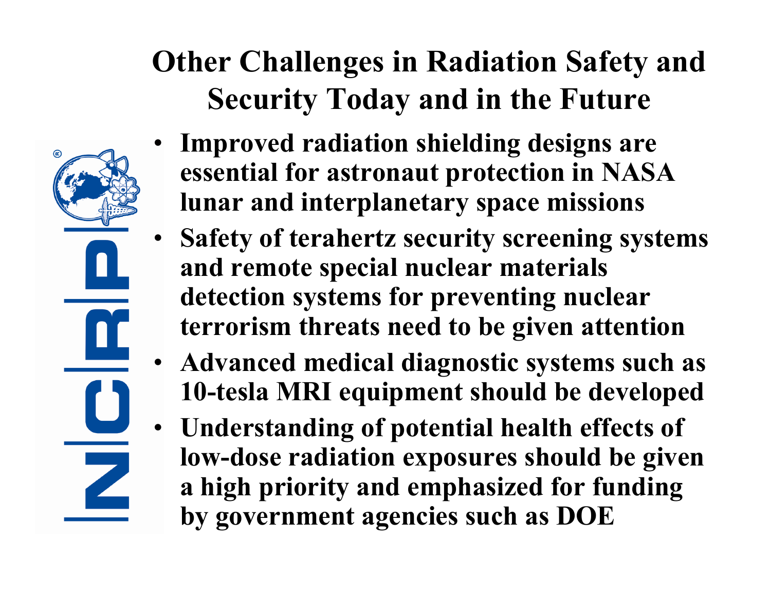# Other Challenges in Radiation Safety and Security Today and in the Future

- **Improved radiation shielding designs are essential for astronaut protection in NASA lunar and interplanetary space missions**
- **Safety of terahertz security screening systems and remote special nuclear materials detection systems for preventing nuclear terrorism threats need to be given attention**
- **Advanced medical diagnostic systems such as 10-tesla MRI equipment should be developed**
- **Understanding of potential health effects of low-dose radiation exposures should be given a high priority and emphasized for funding by government agencies such as DOE**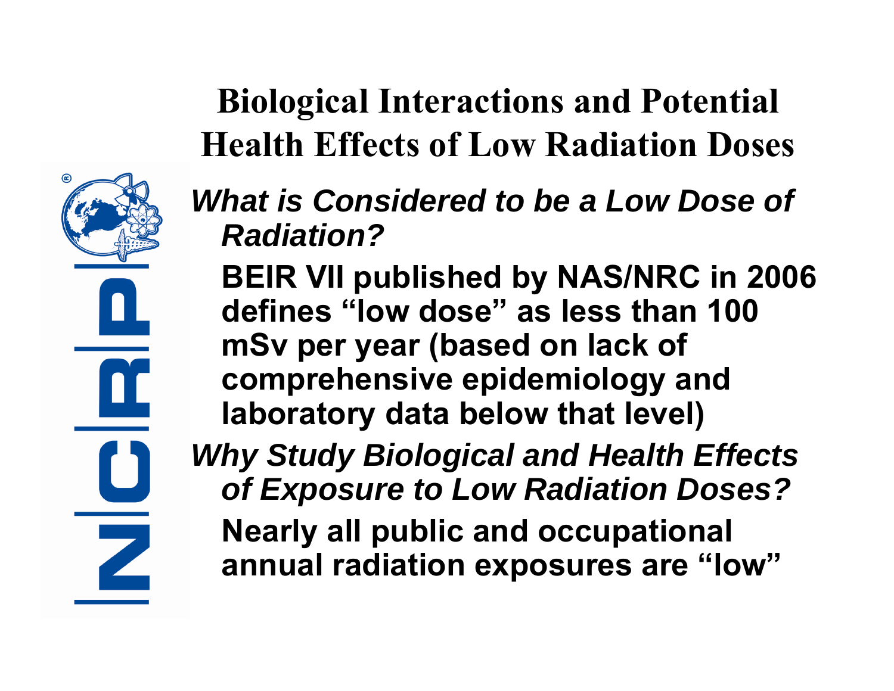# Biological Interactions and Potential Health Effects of Low Radiation Doses

*What is Considered to be a Low Dose of Radiation?*

**BEIR VII published by NAS/NRC in 2006 defines "low dose" as less than 100 mSv per year (based on lack of comprehensive epidemiology and laboratory data below that level)**

*Why Study Biological and Health Effects of Exposure to Low Radiation Doses?*

**Nearly all public and occupational annual radiation exposures are "low"**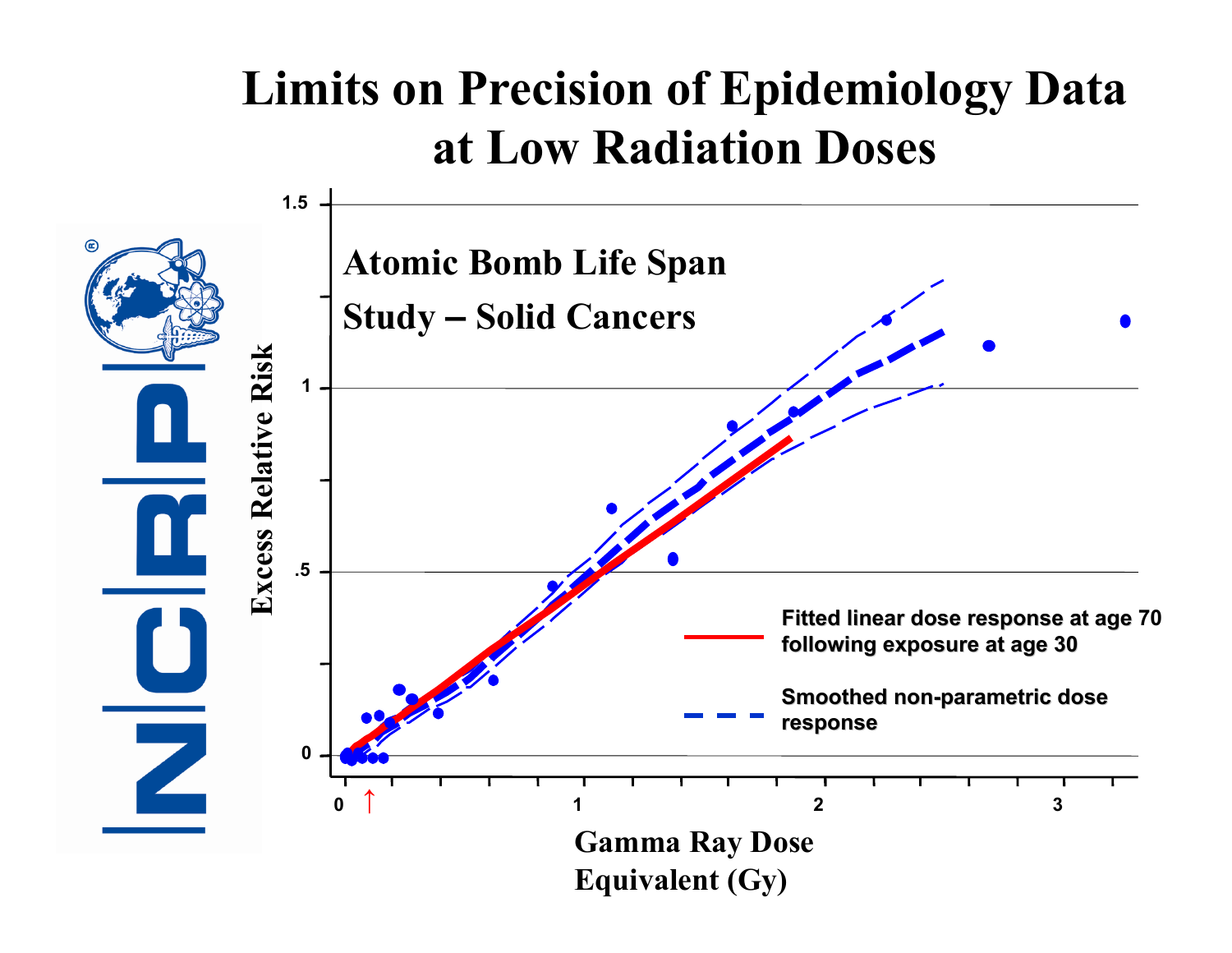# Limits on Precision of Epidemiology Data at Low Radiation Doses

Atomic Bomb Life Span Study – Solid Cancers

Excess Relative Risk

Gamma Ray Dose Equivalent (Gy)

Fitted linear dose response at age 70 following exposure at age 30

Smoothed non-parametric dose response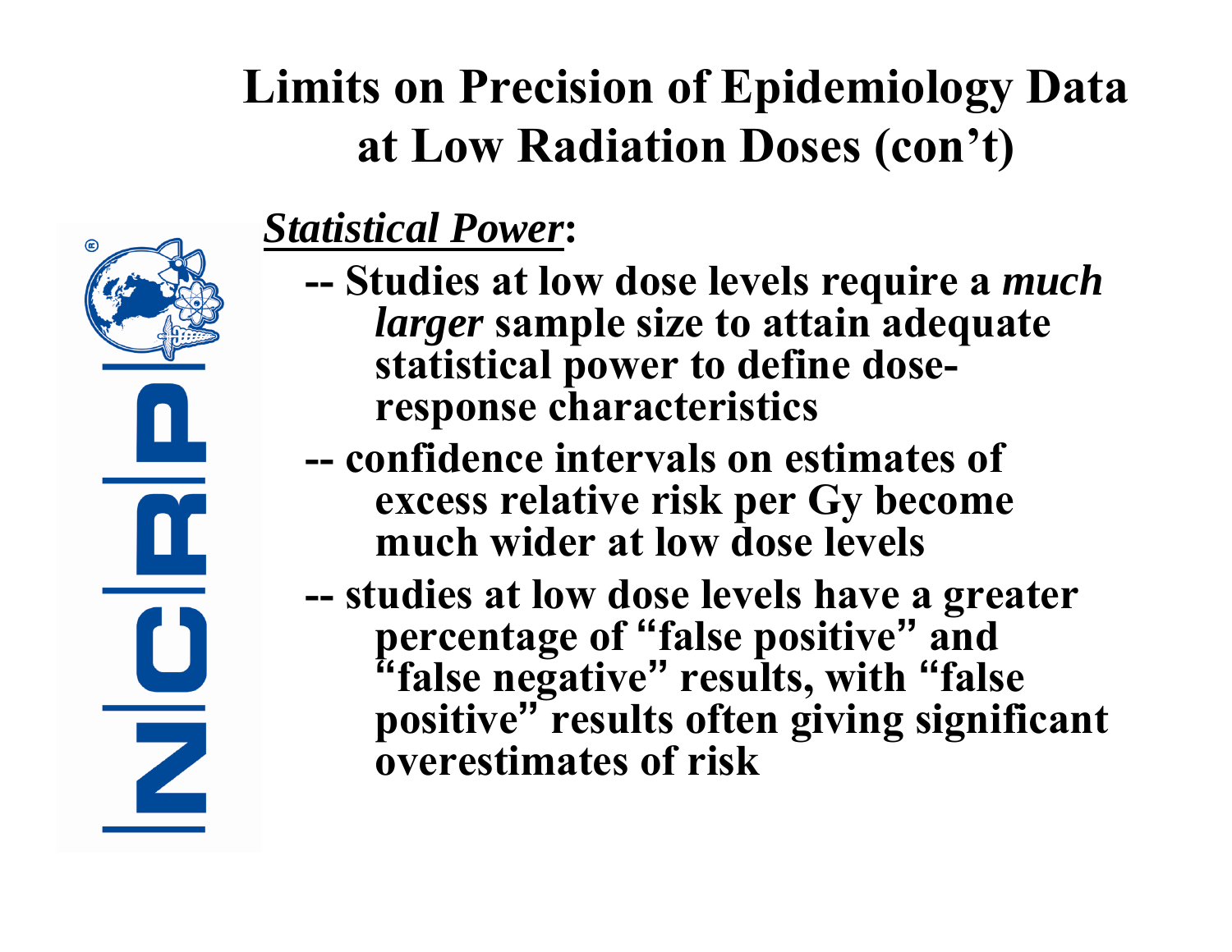# Limits on Precision of Epidemiology Data at Low Radiation Doses (con't)

***Statistical Power*:**

- **-- Studies at low dose levels require a *much larger* sample size to attain adequate statistical power to define dose-response characteristics**
- **-- confidence intervals on estimates of excess relative risk per Gy become much wider at low dose levels**
- **-- studies at low dose levels have a greater percentage of "false positive" and "false negative" results, with "false positive" results often giving significant overestimates of risk**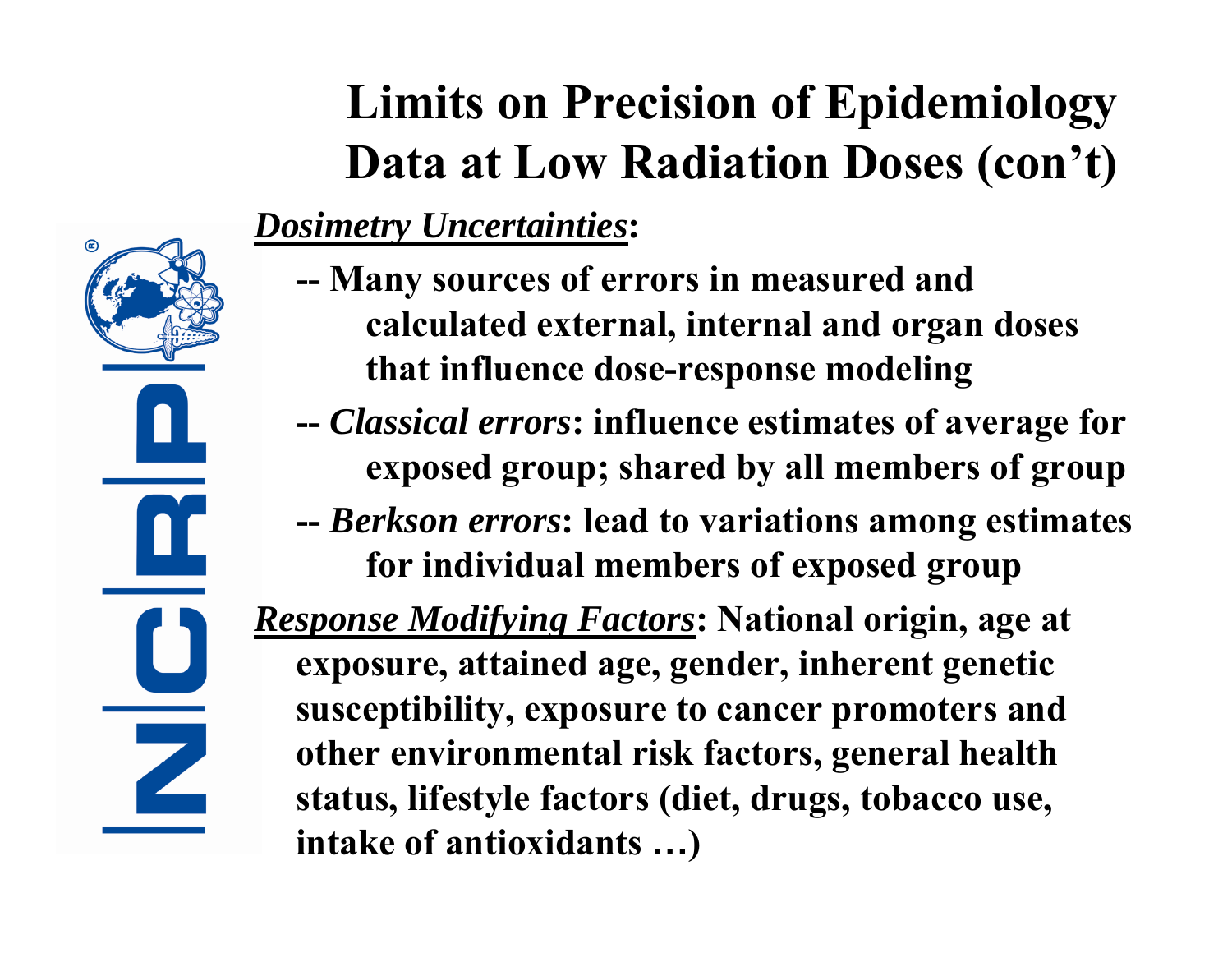# Limits on Precision of Epidemiology Data at Low Radiation Doses (con't)

***Dosimetry Uncertainties*:**

- **-- Many sources of errors in measured and calculated external, internal and organ doses that influence dose-response modeling**
- **-- *Classical errors*: influence estimates of average for exposed group; shared by all members of group**
- **-- *Berkson errors*: lead to variations among estimates for individual members of exposed group**

***Response Modifying Factors*: National origin, age at exposure, attained age, gender, inherent genetic susceptibility, exposure to cancer promoters and other environmental risk factors, general health status, lifestyle factors (diet, drugs, tobacco use, intake of antioxidants …)**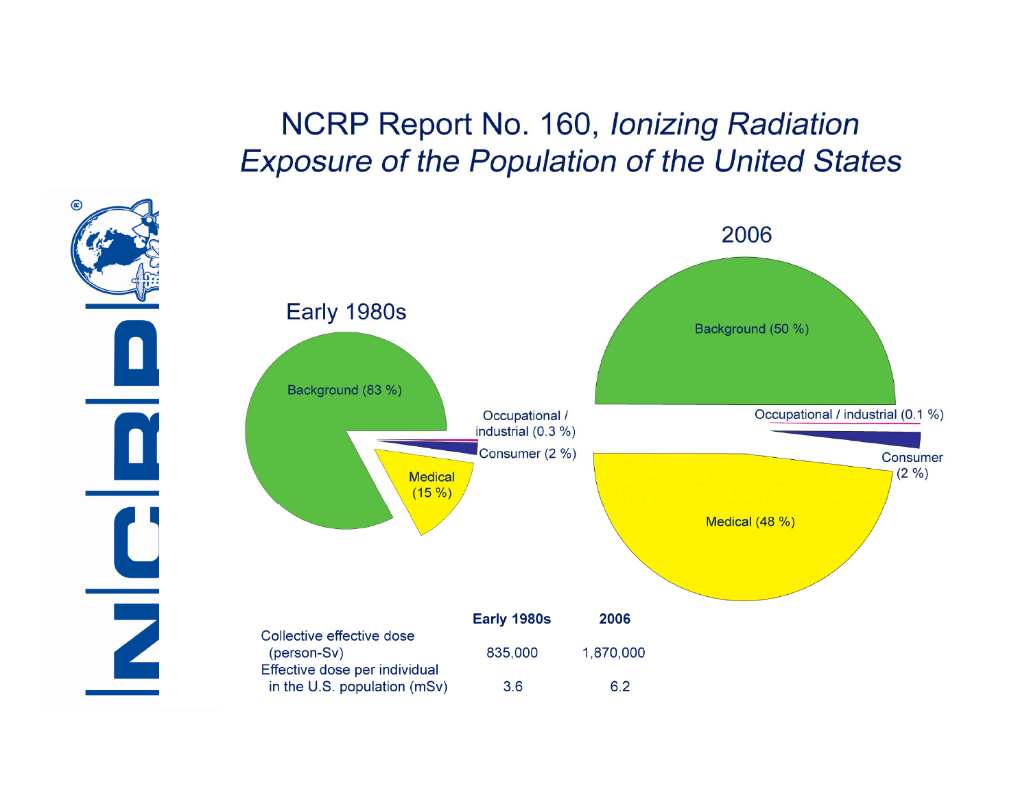# NCRP Report No. 160, *Ionizing Radiation Exposure of the Population of the United States*

Early 1980s

- Background (83 %)
- Occupational / industrial (0.3 %)
- Consumer (2 %)
- Medical (15 %)

2006

- Background (50 %)
- Occupational / industrial (0.1 %)
- Consumer (2 %)
- Medical (48 %)

| | Early 1980s | 2006 |
|---|---|---|
| Collective effective dose (person-Sv) | 835,000 | 1,870,000 |
| Effective dose per individual in the U.S. population (mSv) | 3.6 | 6.2 |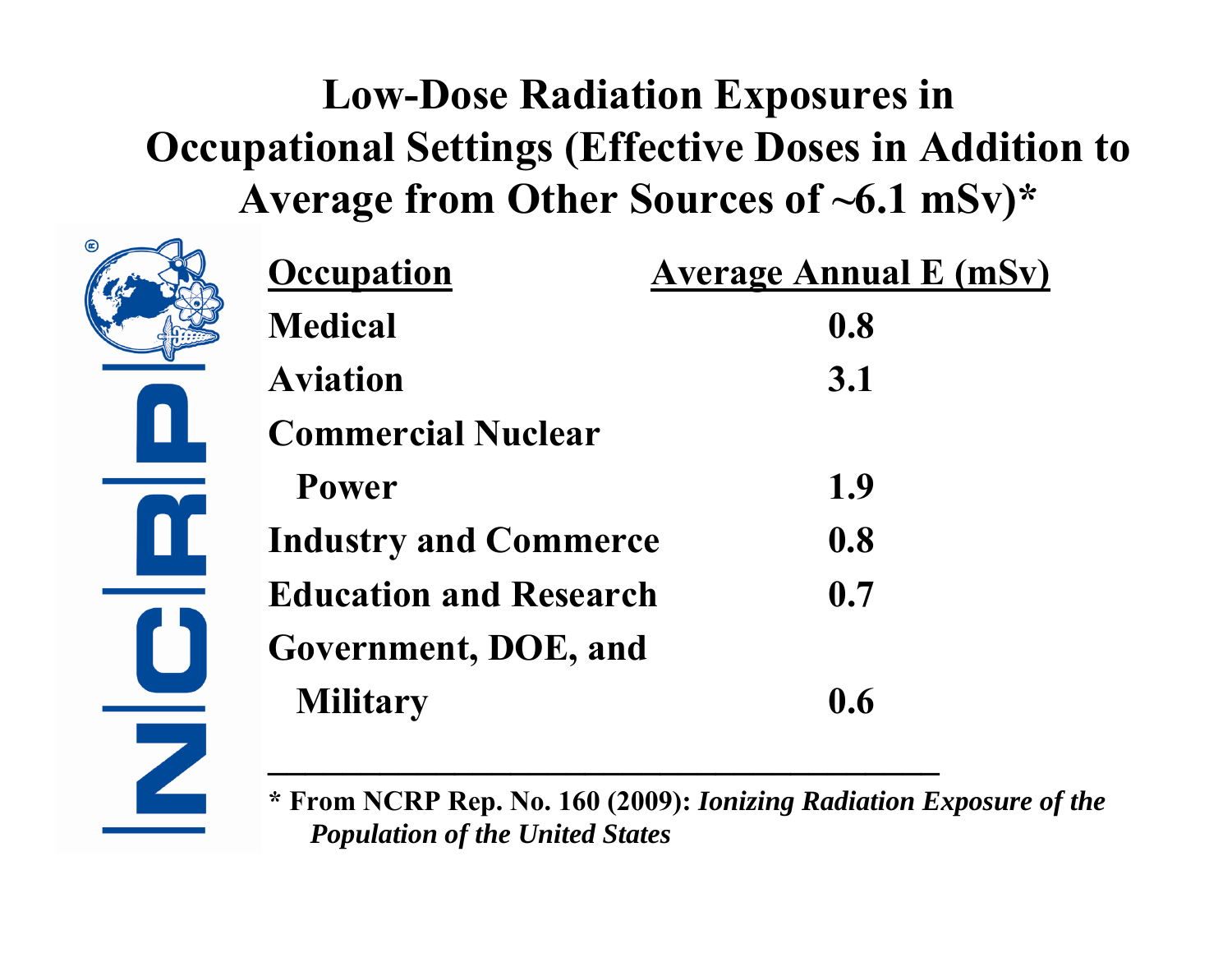# Low-Dose Radiation Exposures in Occupational Settings (Effective Doses in Addition to Average from Other Sources of ~6.1 mSv)*

| Occupation | Average Annual E (mSv) |
|---|---|
| Medical | 0.8 |
| Aviation | 3.1 |
| Commercial Nuclear Power | 1.9 |
| Industry and Commerce | 0.8 |
| Education and Research | 0.7 |
| Government, DOE, and Military | 0.6 |

---

**\* From NCRP Rep. No. 160 (2009):** ***Ionizing Radiation Exposure of the Population of the United States***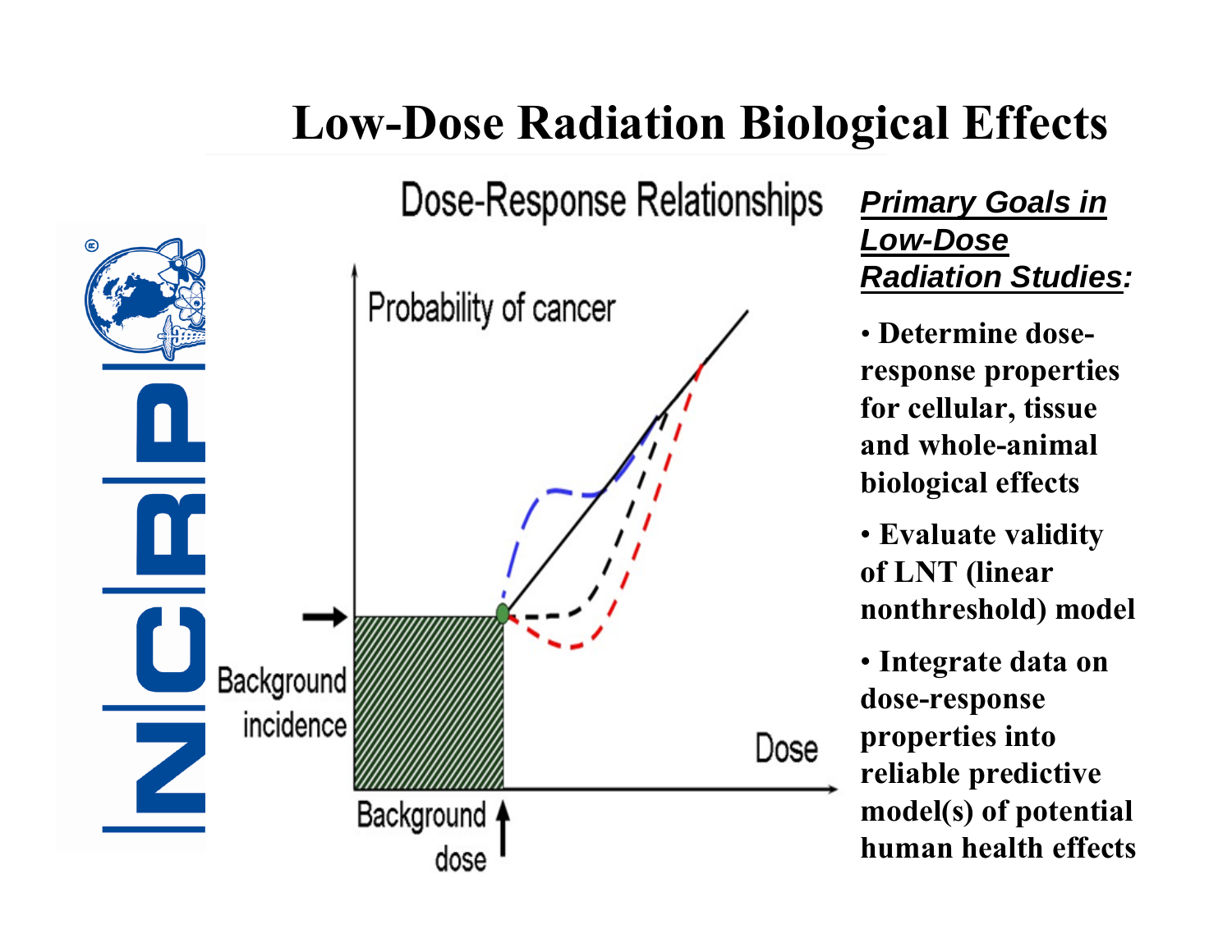# Low-Dose Radiation Biological Effects

Dose-Response Relationships

Probability of cancer

Background incidence

Background dose

Dose

***Primary Goals in Low-Dose Radiation Studies:***

- **Determine dose-response properties for cellular, tissue and whole-animal biological effects**
- **Evaluate validity of LNT (linear nonthreshold) model**
- **Integrate data on dose-response properties into reliable predictive model(s) of potential human health effects**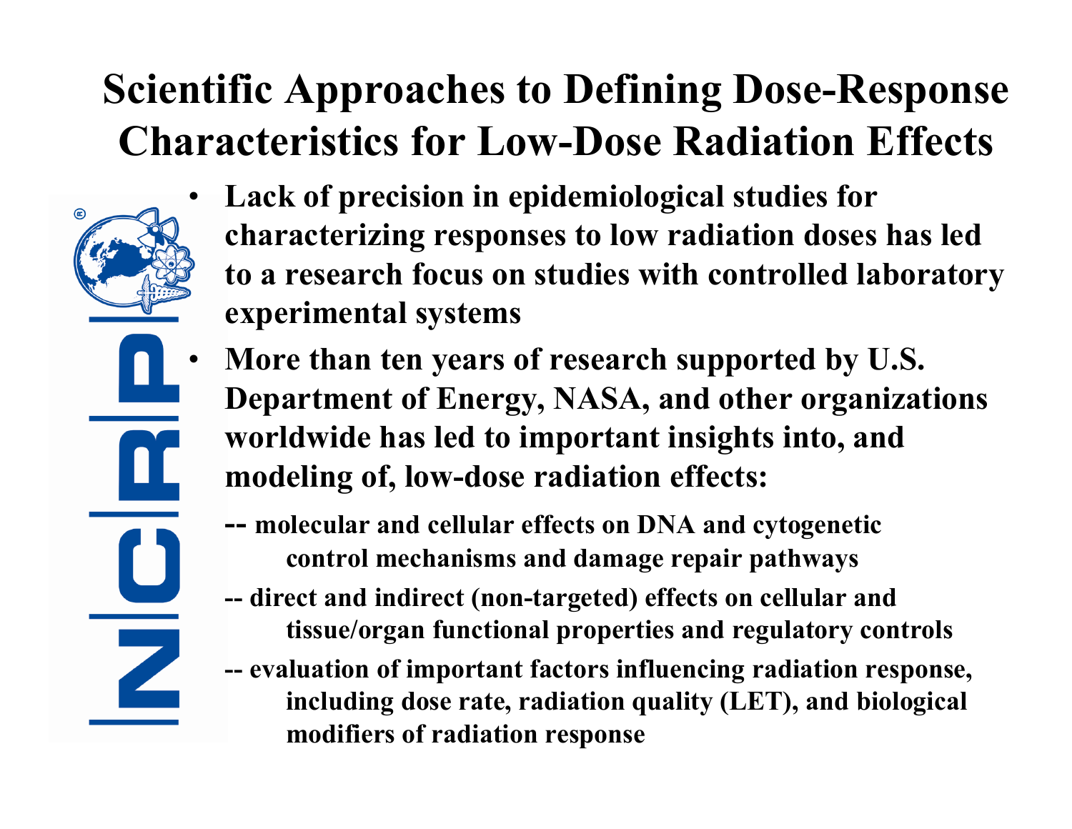# Scientific Approaches to Defining Dose-Response Characteristics for Low-Dose Radiation Effects

- **Lack of precision in epidemiological studies for characterizing responses to low radiation doses has led to a research focus on studies with controlled laboratory experimental systems**
- **More than ten years of research supported by U.S. Department of Energy, NASA, and other organizations worldwide has led to important insights into, and modeling of, low-dose radiation effects:**

  **-- molecular and cellular effects on DNA and cytogenetic control mechanisms and damage repair pathways**

  **-- direct and indirect (non-targeted) effects on cellular and tissue/organ functional properties and regulatory controls**

  **-- evaluation of important factors influencing radiation response, including dose rate, radiation quality (LET), and biological modifiers of radiation response**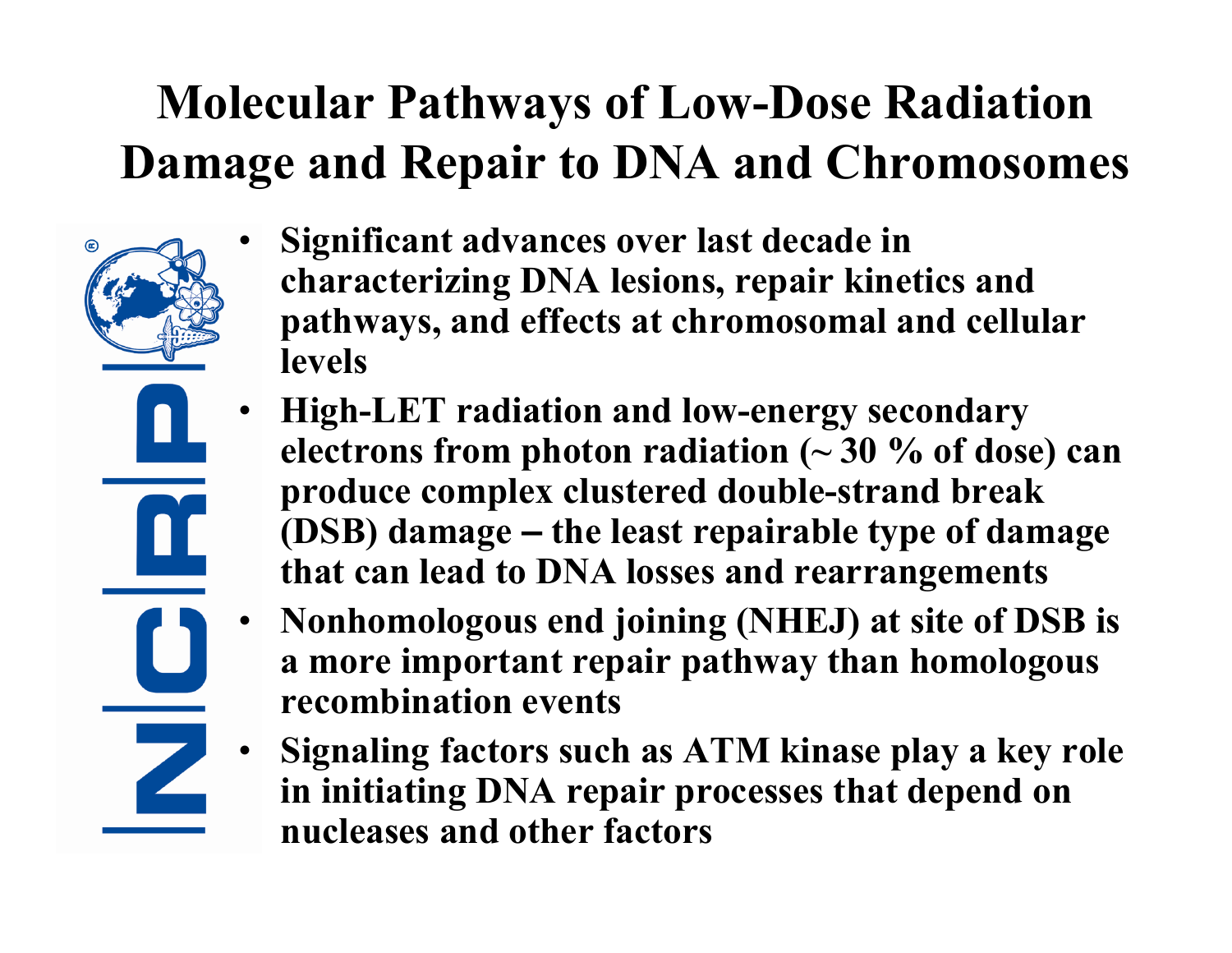# Molecular Pathways of Low-Dose Radiation Damage and Repair to DNA and Chromosomes

- **Significant advances over last decade in characterizing DNA lesions, repair kinetics and pathways, and effects at chromosomal and cellular levels**
- **High-LET radiation and low-energy secondary electrons from photon radiation (~ 30 % of dose) can produce complex clustered double-strand break (DSB) damage – the least repairable type of damage that can lead to DNA losses and rearrangements**
- **Nonhomologous end joining (NHEJ) at site of DSB is a more important repair pathway than homologous recombination events**
- **Signaling factors such as ATM kinase play a key role in initiating DNA repair processes that depend on nucleases and other factors**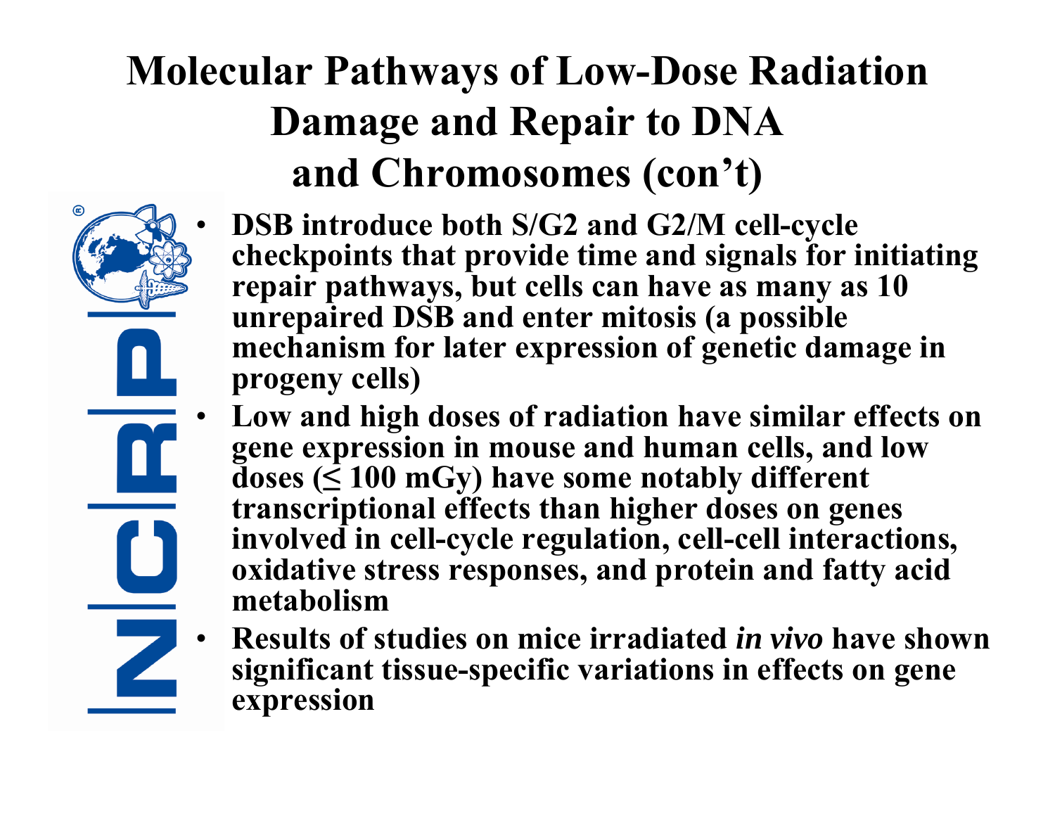# Molecular Pathways of Low-Dose Radiation Damage and Repair to DNA and Chromosomes (con't)

- **DSB introduce both S/G2 and G2/M cell-cycle checkpoints that provide time and signals for initiating repair pathways, but cells can have as many as 10 unrepaired DSB and enter mitosis (a possible mechanism for later expression of genetic damage in progeny cells)**
- **Low and high doses of radiation have similar effects on gene expression in mouse and human cells, and low doses (≤ 100 mGy) have some notably different transcriptional effects than higher doses on genes involved in cell-cycle regulation, cell-cell interactions, oxidative stress responses, and protein and fatty acid metabolism**
- **Results of studies on mice irradiated *in vivo* have shown significant tissue-specific variations in effects on gene expression**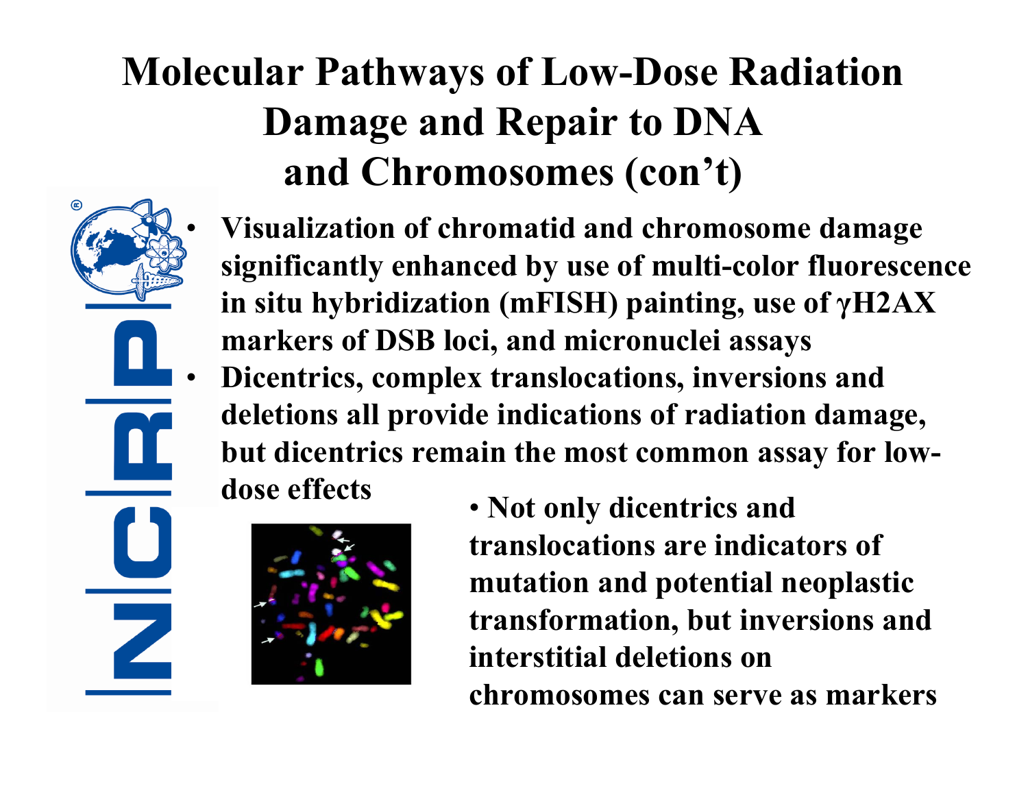# Molecular Pathways of Low-Dose Radiation Damage and Repair to DNA and Chromosomes (con't)

- Visualization of chromatid and chromosome damage significantly enhanced by use of multi-color fluorescence in situ hybridization (mFISH) painting, use of γH2AX markers of DSB loci, and micronuclei assays
- Dicentrics, complex translocations, inversions and deletions all provide indications of radiation damage, but dicentrics remain the most common assay for low-dose effects
- Not only dicentrics and translocations are indicators of mutation and potential neoplastic transformation, but inversions and interstitial deletions on chromosomes can serve as markers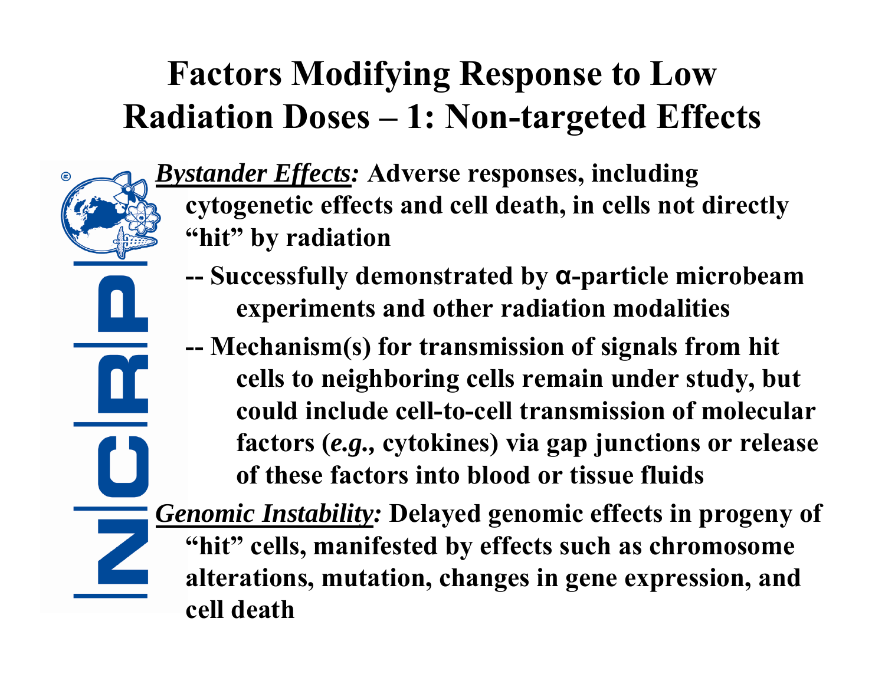# Factors Modifying Response to Low Radiation Doses – 1: Non-targeted Effects

***Bystander Effects:*** **Adverse responses, including cytogenetic effects and cell death, in cells not directly "hit" by radiation**

- **Successfully demonstrated by α-particle microbeam experiments and other radiation modalities**
- **Mechanism(s) for transmission of signals from hit cells to neighboring cells remain under study, but could include cell-to-cell transmission of molecular factors (*e.g.*, cytokines) via gap junctions or release of these factors into blood or tissue fluids**

***Genomic Instability:*** **Delayed genomic effects in progeny of "hit" cells, manifested by effects such as chromosome alterations, mutation, changes in gene expression, and cell death**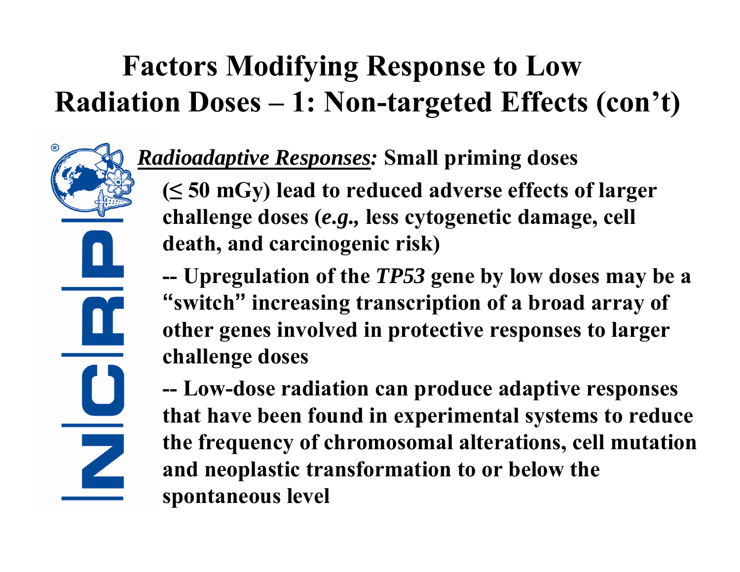# Factors Modifying Response to Low Radiation Doses – 1: Non-targeted Effects (con't)

***Radioadaptive Responses:*** **Small priming doses (≤ 50 mGy) lead to reduced adverse effects of larger challenge doses (*e.g.,* less cytogenetic damage, cell death, and carcinogenic risk)**

**-- Upregulation of the *TP53* gene by low doses may be a "switch" increasing transcription of a broad array of other genes involved in protective responses to larger challenge doses**

**-- Low-dose radiation can produce adaptive responses that have been found in experimental systems to reduce the frequency of chromosomal alterations, cell mutation and neoplastic transformation to or below the spontaneous level**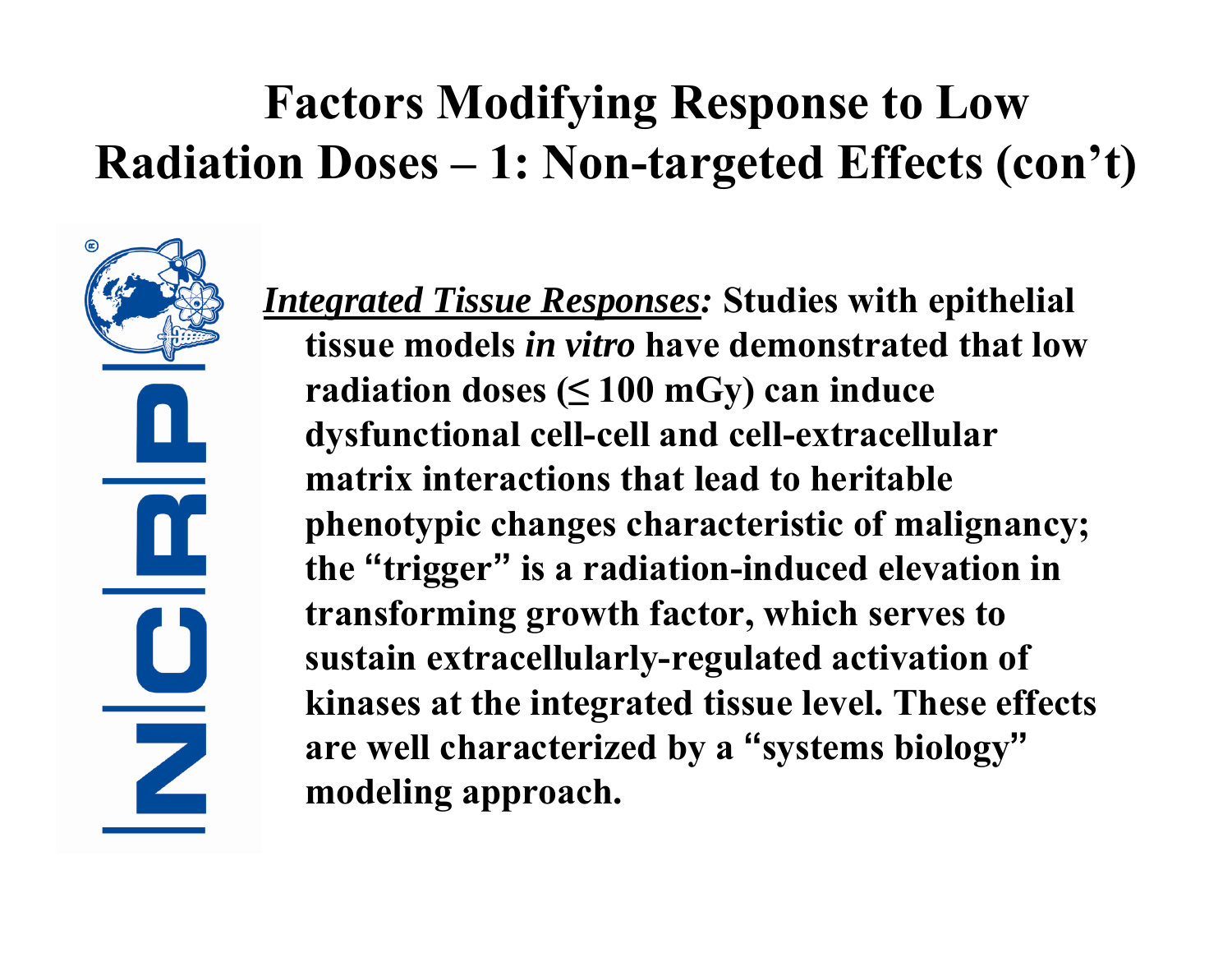# Factors Modifying Response to Low Radiation Doses – 1: Non-targeted Effects (con't)

***Integrated Tissue Responses:*** **Studies with epithelial tissue models *in vitro* have demonstrated that low radiation doses (≤ 100 mGy) can induce dysfunctional cell-cell and cell-extracellular matrix interactions that lead to heritable phenotypic changes characteristic of malignancy; the "trigger" is a radiation-induced elevation in transforming growth factor, which serves to sustain extracellularly-regulated activation of kinases at the integrated tissue level. These effects are well characterized by a "systems biology" modeling approach.**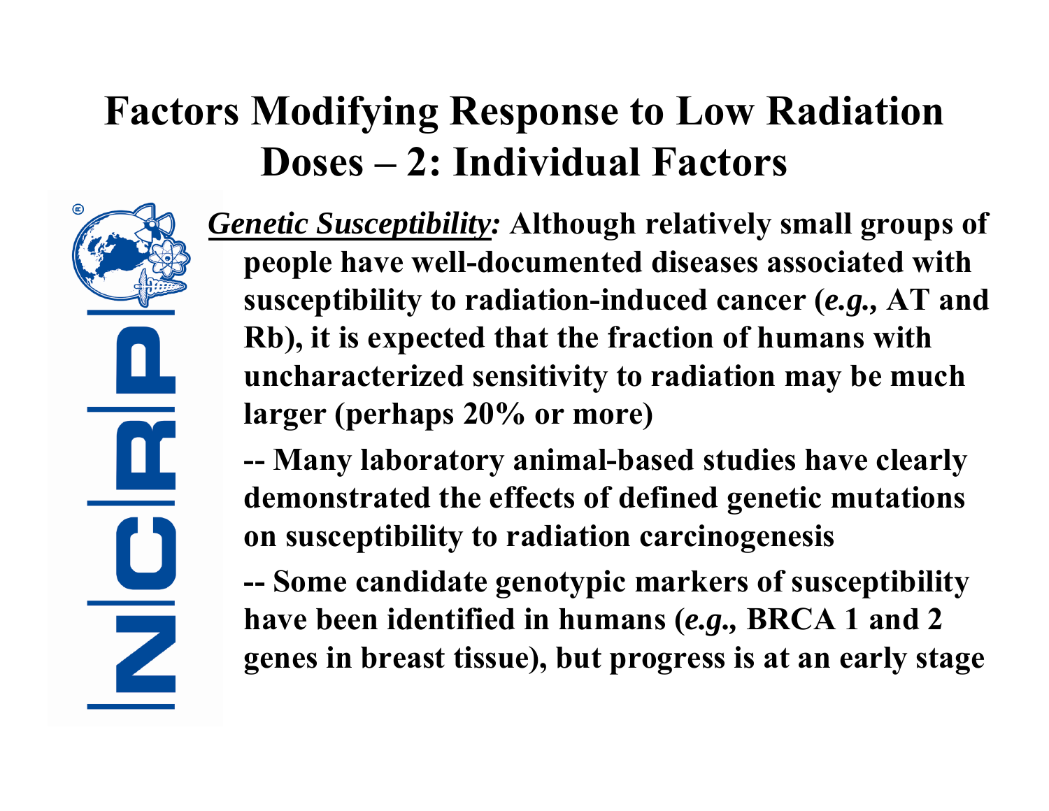# Factors Modifying Response to Low Radiation Doses – 2: Individual Factors

***Genetic Susceptibility:*** **Although relatively small groups of people have well-documented diseases associated with susceptibility to radiation-induced cancer (*e.g.,* AT and Rb), it is expected that the fraction of humans with uncharacterized sensitivity to radiation may be much larger (perhaps 20% or more)**

**-- Many laboratory animal-based studies have clearly demonstrated the effects of defined genetic mutations on susceptibility to radiation carcinogenesis**

**-- Some candidate genotypic markers of susceptibility have been identified in humans (*e.g.,* BRCA 1 and 2 genes in breast tissue), but progress is at an early stage**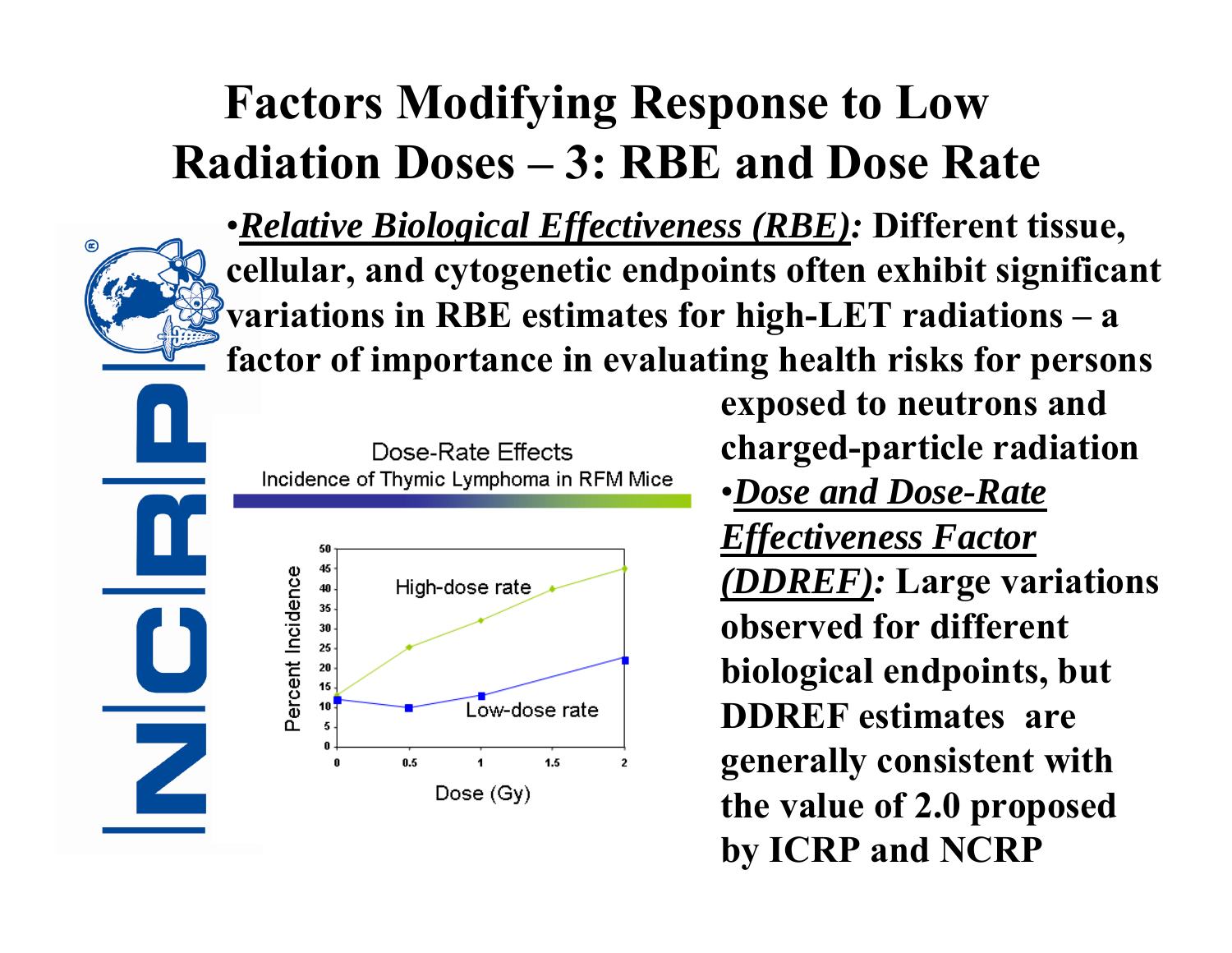# Factors Modifying Response to Low Radiation Doses – 3: RBE and Dose Rate

- ***Relative Biological Effectiveness (RBE):*** **Different tissue, cellular, and cytogenetic endpoints often exhibit significant variations in RBE estimates for high-LET radiations – a factor of importance in evaluating health risks for persons exposed to neutrons and charged-particle radiation**
- ***Dose and Dose-Rate Effectiveness Factor (DDREF):*** **Large variations observed for different biological endpoints, but DDREF estimates are generally consistent with the value of 2.0 proposed by ICRP and NCRP**

Dose-Rate Effects
Incidence of Thymic Lymphoma in RFM Mice

| Dose (Gy) | High-dose rate (Percent Incidence) | Low-dose rate (Percent Incidence) |
|---|---|---|
| 0 | 13 | 12 |
| 0.5 | 25 | 10 |
| 1 | 32 | 13 |
| 1.5 | 40 | |
| 2 | 45 | 22 |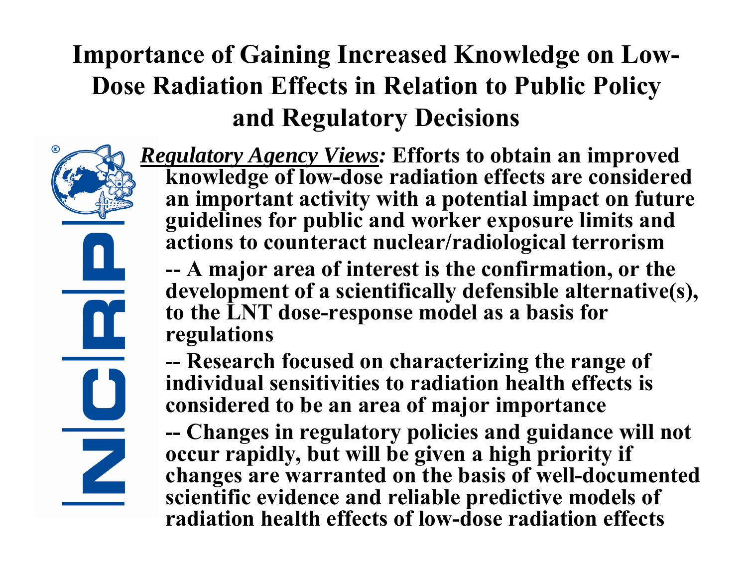# Importance of Gaining Increased Knowledge on Low-Dose Radiation Effects in Relation to Public Policy and Regulatory Decisions

***Regulatory Agency Views:*** **Efforts to obtain an improved knowledge of low-dose radiation effects are considered an important activity with a potential impact on future guidelines for public and worker exposure limits and actions to counteract nuclear/radiological terrorism**

**-- A major area of interest is the confirmation, or the development of a scientifically defensible alternative(s), to the LNT dose-response model as a basis for regulations**

**-- Research focused on characterizing the range of individual sensitivities to radiation health effects is considered to be an area of major importance**

**-- Changes in regulatory policies and guidance will not occur rapidly, but will be given a high priority if changes are warranted on the basis of well-documented scientific evidence and reliable predictive models of radiation health effects of low-dose radiation effects**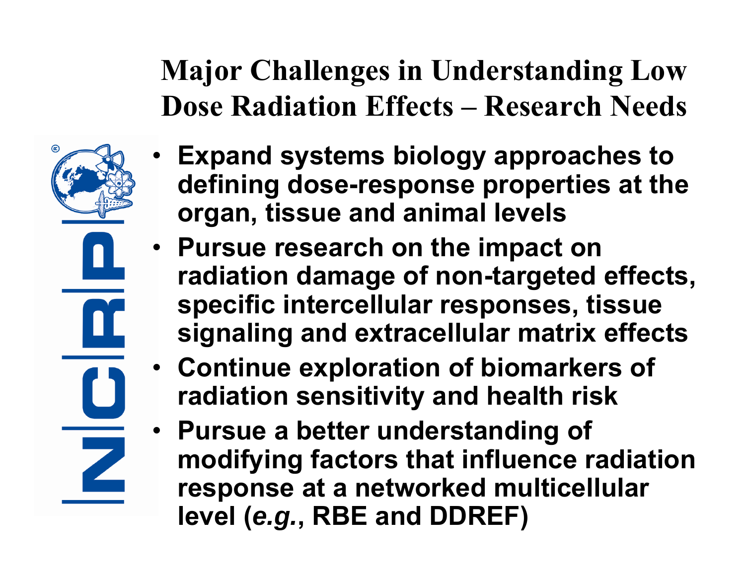# Major Challenges in Understanding Low Dose Radiation Effects – Research Needs

- **Expand systems biology approaches to defining dose-response properties at the organ, tissue and animal levels**
- **Pursue research on the impact on radiation damage of non-targeted effects, specific intercellular responses, tissue signaling and extracellular matrix effects**
- **Continue exploration of biomarkers of radiation sensitivity and health risk**
- **Pursue a better understanding of modifying factors that influence radiation response at a networked multicellular level (*e.g.*, RBE and DDREF)**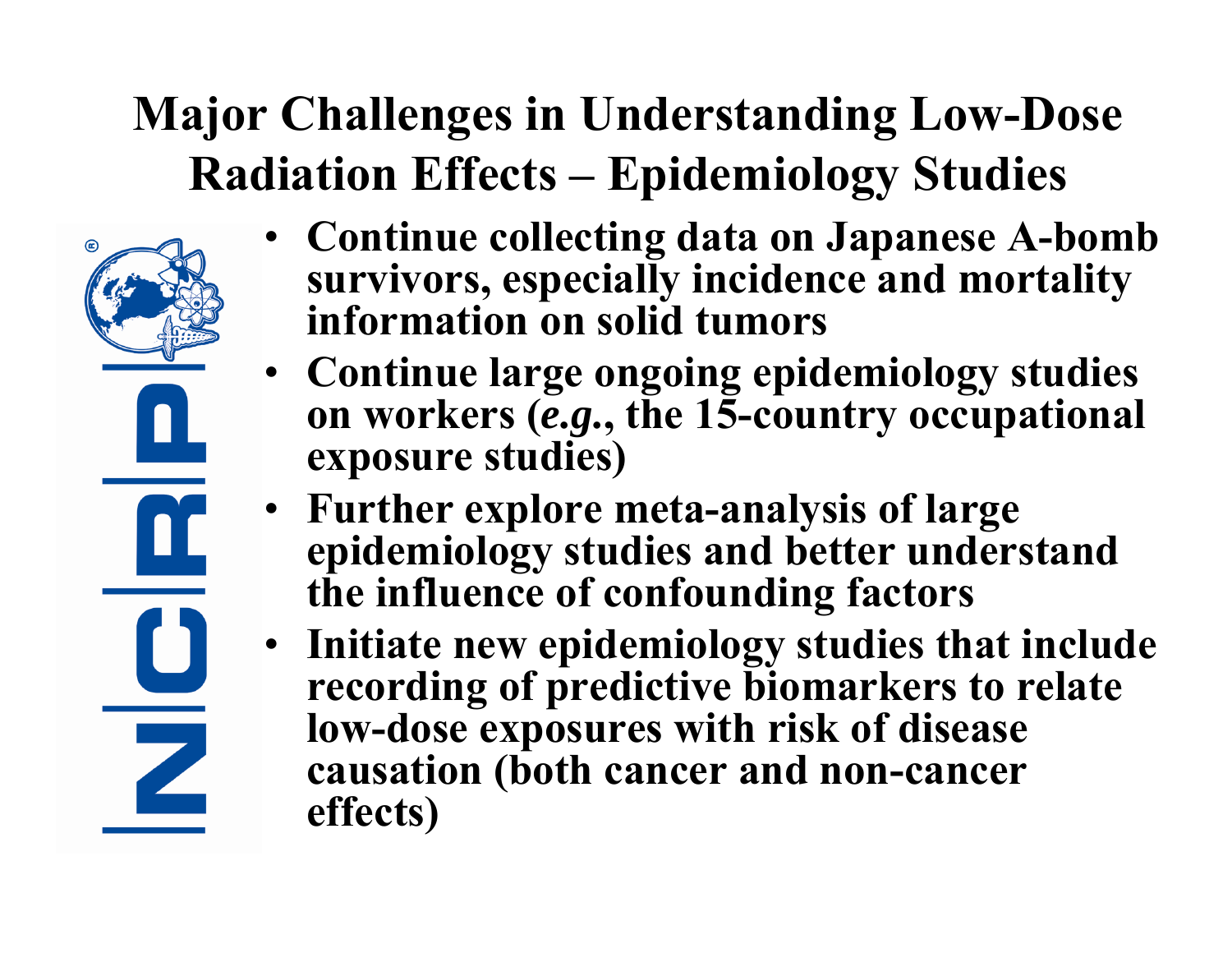# Major Challenges in Understanding Low-Dose Radiation Effects – Epidemiology Studies

- **Continue collecting data on Japanese A-bomb survivors, especially incidence and mortality information on solid tumors**
- **Continue large ongoing epidemiology studies on workers (*e.g.*, the 15-country occupational exposure studies)**
- **Further explore meta-analysis of large epidemiology studies and better understand the influence of confounding factors**
- **Initiate new epidemiology studies that include recording of predictive biomarkers to relate low-dose exposures with risk of disease causation (both cancer and non-cancer effects)**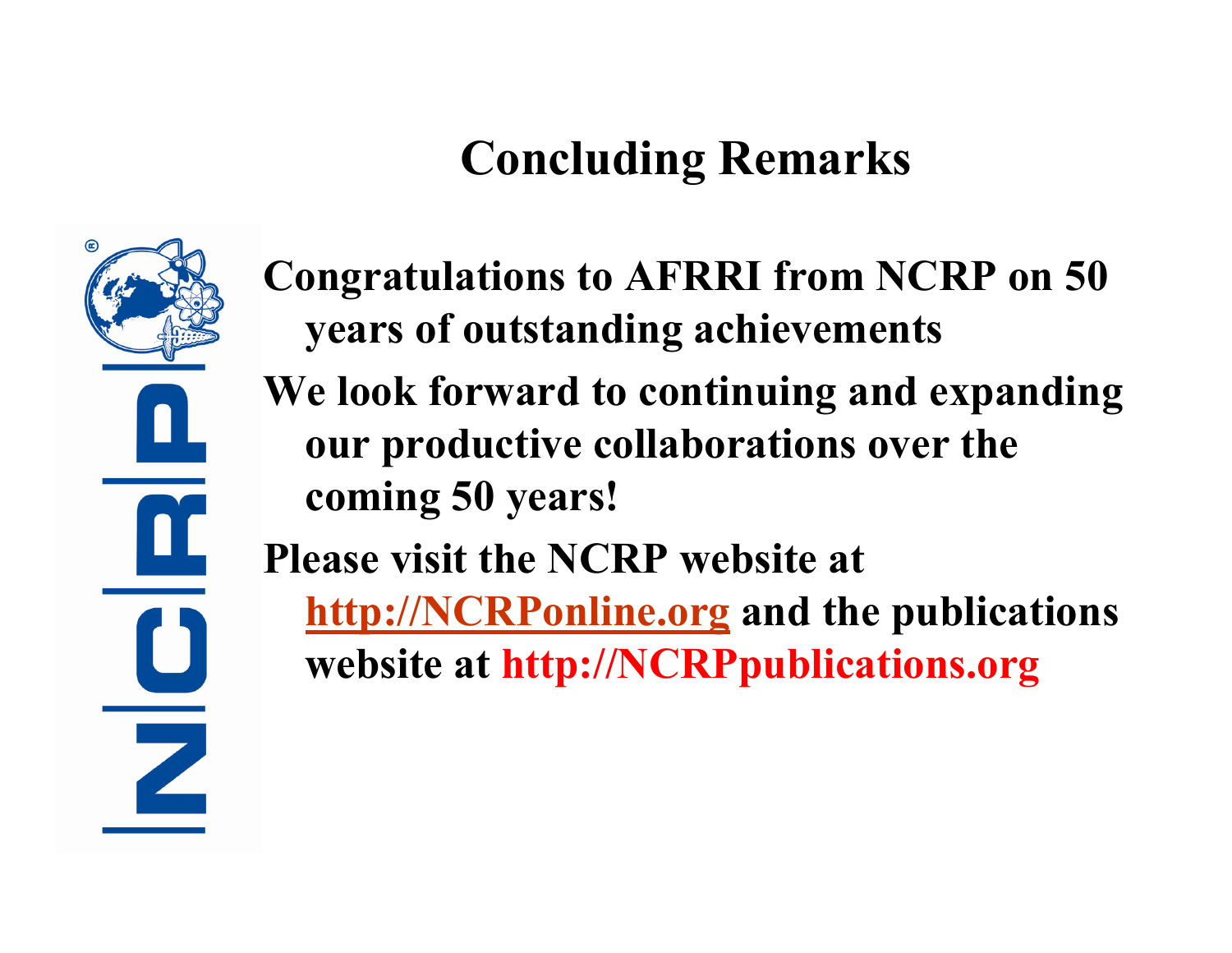# Concluding Remarks

Congratulations to AFRRI from NCRP on 50 years of outstanding achievements

We look forward to continuing and expanding our productive collaborations over the coming 50 years!

Please visit the NCRP website at http://NCRPonline.org and the publications website at http://NCRPpublications.org